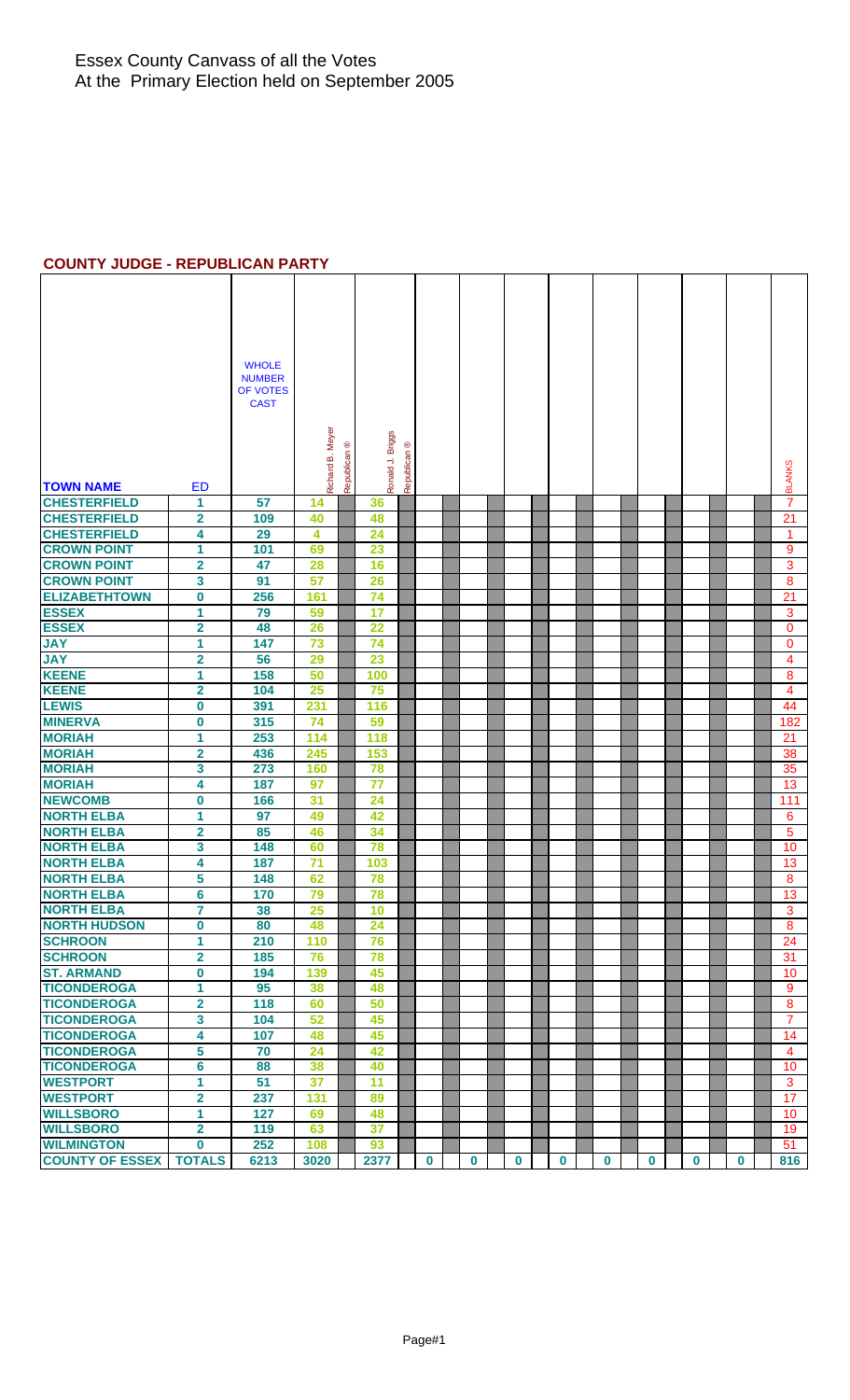Essex County Canvass of all the Votes
At the Primary Election held on September 2005

## COUNTY JUDGE - REPUBLICAN PARTY

| TOWN NAME | ED | WHOLE NUMBER OF VOTES CAST | Richard B. Meyer Republican ® | Ronald J. Briggs Republican ® | | | | | | | | | BLANKS |
|---|---|---|---|---|---|---|---|---|---|---|---|---|---|
| CHESTERFIELD | 1 | 57 | 14 | 36 | | | | | | | | | 7 |
| CHESTERFIELD | 2 | 109 | 40 | 48 | | | | | | | | | 21 |
| CHESTERFIELD | 4 | 29 | 4 | 24 | | | | | | | | | 1 |
| CROWN POINT | 1 | 101 | 69 | 23 | | | | | | | | | 9 |
| CROWN POINT | 2 | 47 | 28 | 16 | | | | | | | | | 3 |
| CROWN POINT | 3 | 91 | 57 | 26 | | | | | | | | | 8 |
| ELIZABETHTOWN | 0 | 256 | 161 | 74 | | | | | | | | | 21 |
| ESSEX | 1 | 79 | 59 | 17 | | | | | | | | | 3 |
| ESSEX | 2 | 48 | 26 | 22 | | | | | | | | | 0 |
| JAY | 1 | 147 | 73 | 74 | | | | | | | | | 0 |
| JAY | 2 | 56 | 29 | 23 | | | | | | | | | 4 |
| KEENE | 1 | 158 | 50 | 100 | | | | | | | | | 8 |
| KEENE | 2 | 104 | 25 | 75 | | | | | | | | | 4 |
| LEWIS | 0 | 391 | 231 | 116 | | | | | | | | | 44 |
| MINERVA | 0 | 315 | 74 | 59 | | | | | | | | | 182 |
| MORIAH | 1 | 253 | 114 | 118 | | | | | | | | | 21 |
| MORIAH | 2 | 436 | 245 | 153 | | | | | | | | | 38 |
| MORIAH | 3 | 273 | 160 | 78 | | | | | | | | | 35 |
| MORIAH | 4 | 187 | 97 | 77 | | | | | | | | | 13 |
| NEWCOMB | 0 | 166 | 31 | 24 | | | | | | | | | 111 |
| NORTH ELBA | 1 | 97 | 49 | 42 | | | | | | | | | 6 |
| NORTH ELBA | 2 | 85 | 46 | 34 | | | | | | | | | 5 |
| NORTH ELBA | 3 | 148 | 60 | 78 | | | | | | | | | 10 |
| NORTH ELBA | 4 | 187 | 71 | 103 | | | | | | | | | 13 |
| NORTH ELBA | 5 | 148 | 62 | 78 | | | | | | | | | 8 |
| NORTH ELBA | 6 | 170 | 79 | 78 | | | | | | | | | 13 |
| NORTH ELBA | 7 | 38 | 25 | 10 | | | | | | | | | 3 |
| NORTH HUDSON | 0 | 80 | 48 | 24 | | | | | | | | | 8 |
| SCHROON | 1 | 210 | 110 | 76 | | | | | | | | | 24 |
| SCHROON | 2 | 185 | 76 | 78 | | | | | | | | | 31 |
| ST. ARMAND | 0 | 194 | 139 | 45 | | | | | | | | | 10 |
| TICONDEROGA | 1 | 95 | 38 | 48 | | | | | | | | | 9 |
| TICONDEROGA | 2 | 118 | 60 | 50 | | | | | | | | | 8 |
| TICONDEROGA | 3 | 104 | 52 | 45 | | | | | | | | | 7 |
| TICONDEROGA | 4 | 107 | 48 | 45 | | | | | | | | | 14 |
| TICONDEROGA | 5 | 70 | 24 | 42 | | | | | | | | | 4 |
| TICONDEROGA | 6 | 88 | 38 | 40 | | | | | | | | | 10 |
| WESTPORT | 1 | 51 | 37 | 11 | | | | | | | | | 3 |
| WESTPORT | 2 | 237 | 131 | 89 | | | | | | | | | 17 |
| WILLSBORO | 1 | 127 | 69 | 48 | | | | | | | | | 10 |
| WILLSBORO | 2 | 119 | 63 | 37 | | | | | | | | | 19 |
| WILMINGTON | 0 | 252 | 108 | 93 | | | | | | | | | 51 |
| COUNTY OF ESSEX | TOTALS | 6213 | 3020 | 2377 | 0 | 0 | 0 | 0 | 0 | 0 | 0 | 0 | 816 |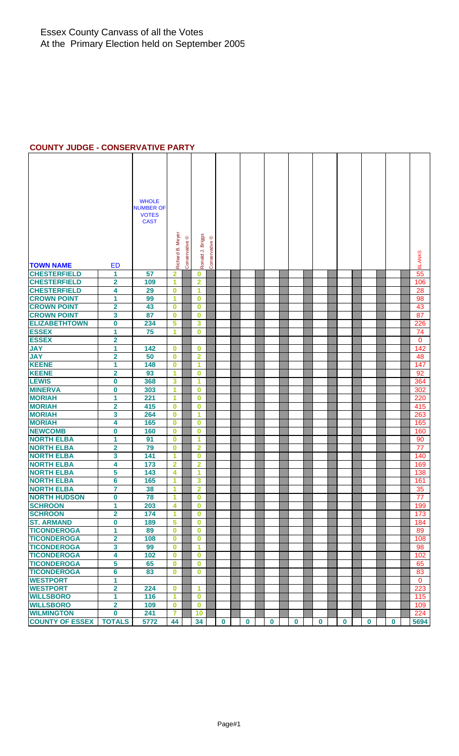Essex County Canvass of all the Votes
At the Primary Election held on September 2005

## COUNTY JUDGE - CONSERVATIVE PARTY

| TOWN NAME | ED | WHOLE NUMBER OF VOTES CAST | Richard B. Meyer | Conservative © | Ronald J. Briggs | Conservative © | | | | | | | | | | | | | | | | | BLANKS |
|---|---|---|---|---|---|---|---|---|---|---|---|---|---|---|---|---|---|---|---|---|---|---|---|
| CHESTERFIELD | 1 | 57 | 2 | | 0 | | | | | | | | | | | | | | | | | | 55 |
| CHESTERFIELD | 2 | 109 | 1 | | 2 | | | | | | | | | | | | | | | | | | 106 |
| CHESTERFIELD | 4 | 29 | 0 | | 1 | | | | | | | | | | | | | | | | | | 28 |
| CROWN POINT | 1 | 99 | 1 | | 0 | | | | | | | | | | | | | | | | | | 98 |
| CROWN POINT | 2 | 43 | 0 | | 0 | | | | | | | | | | | | | | | | | | 43 |
| CROWN POINT | 3 | 87 | 0 | | 0 | | | | | | | | | | | | | | | | | | 87 |
| ELIZABETHTOWN | 0 | 234 | 5 | | 3 | | | | | | | | | | | | | | | | | | 226 |
| ESSEX | 1 | 75 | 1 | | 0 | | | | | | | | | | | | | | | | | | 74 |
| ESSEX | 2 | | | | | | | | | | | | | | | | | | | | | | 0 |
| JAY | 1 | 142 | 0 | | 0 | | | | | | | | | | | | | | | | | | 142 |
| JAY | 2 | 50 | 0 | | 2 | | | | | | | | | | | | | | | | | | 48 |
| KEENE | 1 | 148 | 0 | | 1 | | | | | | | | | | | | | | | | | | 147 |
| KEENE | 2 | 93 | 1 | | 0 | | | | | | | | | | | | | | | | | | 92 |
| LEWIS | 0 | 368 | 3 | | 1 | | | | | | | | | | | | | | | | | | 364 |
| MINERVA | 0 | 303 | 1 | | 0 | | | | | | | | | | | | | | | | | | 302 |
| MORIAH | 1 | 221 | 1 | | 0 | | | | | | | | | | | | | | | | | | 220 |
| MORIAH | 2 | 415 | 0 | | 0 | | | | | | | | | | | | | | | | | | 415 |
| MORIAH | 3 | 264 | 0 | | 1 | | | | | | | | | | | | | | | | | | 263 |
| MORIAH | 4 | 165 | 0 | | 0 | | | | | | | | | | | | | | | | | | 165 |
| NEWCOMB | 0 | 160 | 0 | | 0 | | | | | | | | | | | | | | | | | | 160 |
| NORTH ELBA | 1 | 91 | 0 | | 1 | | | | | | | | | | | | | | | | | | 90 |
| NORTH ELBA | 2 | 79 | 0 | | 2 | | | | | | | | | | | | | | | | | | 77 |
| NORTH ELBA | 3 | 141 | 1 | | 0 | | | | | | | | | | | | | | | | | | 140 |
| NORTH ELBA | 4 | 173 | 2 | | 2 | | | | | | | | | | | | | | | | | | 169 |
| NORTH ELBA | 5 | 143 | 4 | | 1 | | | | | | | | | | | | | | | | | | 138 |
| NORTH ELBA | 6 | 165 | 1 | | 3 | | | | | | | | | | | | | | | | | | 161 |
| NORTH ELBA | 7 | 38 | 1 | | 2 | | | | | | | | | | | | | | | | | | 35 |
| NORTH HUDSON | 0 | 78 | 1 | | 0 | | | | | | | | | | | | | | | | | | 77 |
| SCHROON | 1 | 203 | 4 | | 0 | | | | | | | | | | | | | | | | | | 199 |
| SCHROON | 2 | 174 | 1 | | 0 | | | | | | | | | | | | | | | | | | 173 |
| ST. ARMAND | 0 | 189 | 5 | | 0 | | | | | | | | | | | | | | | | | | 184 |
| TICONDEROGA | 1 | 89 | 0 | | 0 | | | | | | | | | | | | | | | | | | 89 |
| TICONDEROGA | 2 | 108 | 0 | | 0 | | | | | | | | | | | | | | | | | | 108 |
| TICONDEROGA | 3 | 99 | 0 | | 1 | | | | | | | | | | | | | | | | | | 98 |
| TICONDEROGA | 4 | 102 | 0 | | 0 | | | | | | | | | | | | | | | | | | 102 |
| TICONDEROGA | 5 | 65 | 0 | | 0 | | | | | | | | | | | | | | | | | | 65 |
| TICONDEROGA | 6 | 83 | 0 | | 0 | | | | | | | | | | | | | | | | | | 83 |
| WESTPORT | 1 | | | | | | | | | | | | | | | | | | | | | | 0 |
| WESTPORT | 2 | 224 | 0 | | 1 | | | | | | | | | | | | | | | | | | 223 |
| WILLSBORO | 1 | 116 | 1 | | 0 | | | | | | | | | | | | | | | | | | 115 |
| WILLSBORO | 2 | 109 | 0 | | 0 | | | | | | | | | | | | | | | | | | 109 |
| WILMINGTON | 0 | 241 | 7 | | 10 | | | | | | | | | | | | | | | | | | 224 |
| COUNTY OF ESSEX | TOTALS | 5772 | 44 | | 34 | | 0 | | 0 | | 0 | | 0 | | 0 | | 0 | | 0 | | 0 | | 5694 |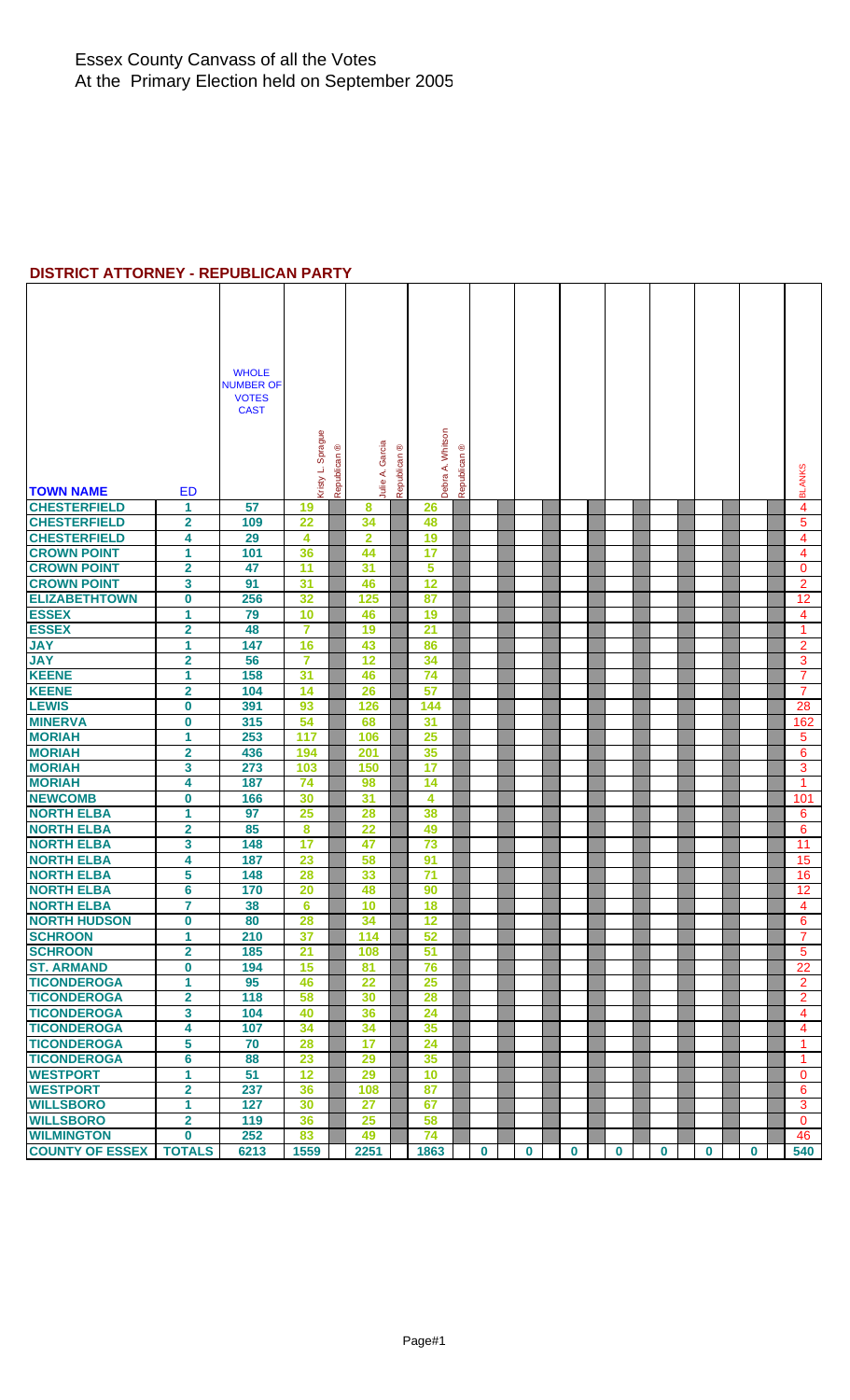# Essex County Canvass of all the Votes
At the Primary Election held on September 2005

## DISTRICT ATTORNEY - REPUBLICAN PARTY

| TOWN NAME | ED | WHOLE NUMBER OF VOTES CAST | Kristy L. Sprague Republican ® | Julie A. Garcia Republican ® | Debra A. Whitson Republican ® | | | | | | | | BLANKS |
|---|---|---|---|---|---|---|---|---|---|---|---|---|---|
| CHESTERFIELD | 1 | 57 | 19 | 8 | 26 | | | | | | | | 4 |
| CHESTERFIELD | 2 | 109 | 22 | 34 | 48 | | | | | | | | 5 |
| CHESTERFIELD | 4 | 29 | 4 | 2 | 19 | | | | | | | | 4 |
| CROWN POINT | 1 | 101 | 36 | 44 | 17 | | | | | | | | 4 |
| CROWN POINT | 2 | 47 | 11 | 31 | 5 | | | | | | | | 0 |
| CROWN POINT | 3 | 91 | 31 | 46 | 12 | | | | | | | | 2 |
| ELIZABETHTOWN | 0 | 256 | 32 | 125 | 87 | | | | | | | | 12 |
| ESSEX | 1 | 79 | 10 | 46 | 19 | | | | | | | | 4 |
| ESSEX | 2 | 48 | 7 | 19 | 21 | | | | | | | | 1 |
| JAY | 1 | 147 | 16 | 43 | 86 | | | | | | | | 2 |
| JAY | 2 | 56 | 7 | 12 | 34 | | | | | | | | 3 |
| KEENE | 1 | 158 | 31 | 46 | 74 | | | | | | | | 7 |
| KEENE | 2 | 104 | 14 | 26 | 57 | | | | | | | | 7 |
| LEWIS | 0 | 391 | 93 | 126 | 144 | | | | | | | | 28 |
| MINERVA | 0 | 315 | 54 | 68 | 31 | | | | | | | | 162 |
| MORIAH | 1 | 253 | 117 | 106 | 25 | | | | | | | | 5 |
| MORIAH | 2 | 436 | 194 | 201 | 35 | | | | | | | | 6 |
| MORIAH | 3 | 273 | 103 | 150 | 17 | | | | | | | | 3 |
| MORIAH | 4 | 187 | 74 | 98 | 14 | | | | | | | | 1 |
| NEWCOMB | 0 | 166 | 30 | 31 | 4 | | | | | | | | 101 |
| NORTH ELBA | 1 | 97 | 25 | 28 | 38 | | | | | | | | 6 |
| NORTH ELBA | 2 | 85 | 8 | 22 | 49 | | | | | | | | 6 |
| NORTH ELBA | 3 | 148 | 17 | 47 | 73 | | | | | | | | 11 |
| NORTH ELBA | 4 | 187 | 23 | 58 | 91 | | | | | | | | 15 |
| NORTH ELBA | 5 | 148 | 28 | 33 | 71 | | | | | | | | 16 |
| NORTH ELBA | 6 | 170 | 20 | 48 | 90 | | | | | | | | 12 |
| NORTH ELBA | 7 | 38 | 6 | 10 | 18 | | | | | | | | 4 |
| NORTH HUDSON | 0 | 80 | 28 | 34 | 12 | | | | | | | | 6 |
| SCHROON | 1 | 210 | 37 | 114 | 52 | | | | | | | | 7 |
| SCHROON | 2 | 185 | 21 | 108 | 51 | | | | | | | | 5 |
| ST. ARMAND | 0 | 194 | 15 | 81 | 76 | | | | | | | | 22 |
| TICONDEROGA | 1 | 95 | 46 | 22 | 25 | | | | | | | | 2 |
| TICONDEROGA | 2 | 118 | 58 | 30 | 28 | | | | | | | | 2 |
| TICONDEROGA | 3 | 104 | 40 | 36 | 24 | | | | | | | | 4 |
| TICONDEROGA | 4 | 107 | 34 | 34 | 35 | | | | | | | | 4 |
| TICONDEROGA | 5 | 70 | 28 | 17 | 24 | | | | | | | | 1 |
| TICONDEROGA | 6 | 88 | 23 | 29 | 35 | | | | | | | | 1 |
| WESTPORT | 1 | 51 | 12 | 29 | 10 | | | | | | | | 0 |
| WESTPORT | 2 | 237 | 36 | 108 | 87 | | | | | | | | 6 |
| WILLSBORO | 1 | 127 | 30 | 27 | 67 | | | | | | | | 3 |
| WILLSBORO | 2 | 119 | 36 | 25 | 58 | | | | | | | | 0 |
| WILMINGTON | 0 | 252 | 83 | 49 | 74 | | | | | | | | 46 |
| COUNTY OF ESSEX | TOTALS | 6213 | 1559 | 2251 | 1863 | 0 | 0 | 0 | 0 | 0 | 0 | 0 | 540 |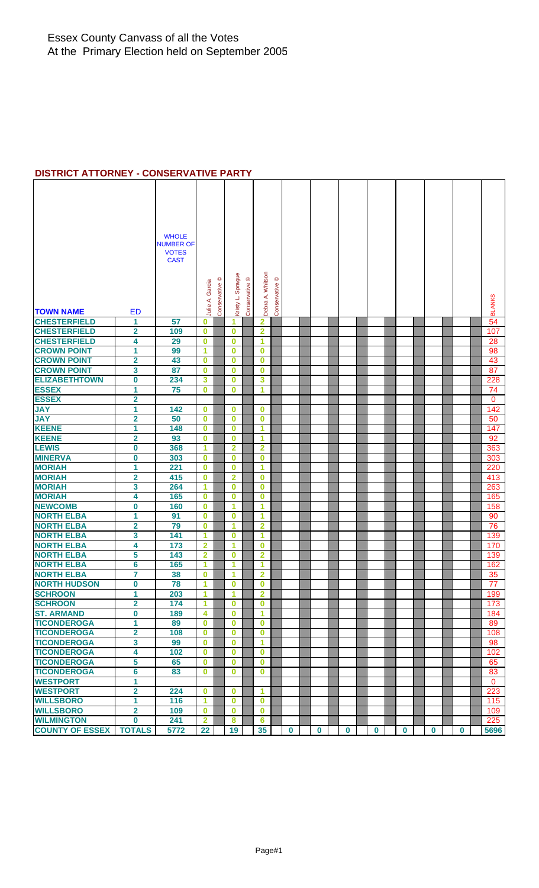# Essex County Canvass of all the Votes
At the Primary Election held on September 2005

## DISTRICT ATTORNEY - CONSERVATIVE PARTY

| TOWN NAME | ED | WHOLE NUMBER OF VOTES CAST | Julie A. Garcia | Conservative © | Kristy L. Sprague | Conservative © | Debra A. Whitson | Conservative © | | | | | | | | | | | | | | | BLANKS |
|---|---|---|---|---|---|---|---|---|---|---|---|---|---|---|---|---|---|---|---|---|---|---|---|
| CHESTERFIELD | 1 | 57 | 0 | | 1 | | 2 | | | | | | | | | | | | | | | | 54 |
| CHESTERFIELD | 2 | 109 | 0 | | 0 | | 2 | | | | | | | | | | | | | | | | 107 |
| CHESTERFIELD | 4 | 29 | 0 | | 0 | | 1 | | | | | | | | | | | | | | | | 28 |
| CROWN POINT | 1 | 99 | 1 | | 0 | | 0 | | | | | | | | | | | | | | | | 98 |
| CROWN POINT | 2 | 43 | 0 | | 0 | | 0 | | | | | | | | | | | | | | | | 43 |
| CROWN POINT | 3 | 87 | 0 | | 0 | | 0 | | | | | | | | | | | | | | | | 87 |
| ELIZABETHTOWN | 0 | 234 | 3 | | 0 | | 3 | | | | | | | | | | | | | | | | 228 |
| ESSEX | 1 | 75 | 0 | | 0 | | 1 | | | | | | | | | | | | | | | | 74 |
| ESSEX | 2 | | | | | | | | | | | | | | | | | | | | | | 0 |
| JAY | 1 | 142 | 0 | | 0 | | 0 | | | | | | | | | | | | | | | | 142 |
| JAY | 2 | 50 | 0 | | 0 | | 0 | | | | | | | | | | | | | | | | 50 |
| KEENE | 1 | 148 | 0 | | 0 | | 1 | | | | | | | | | | | | | | | | 147 |
| KEENE | 2 | 93 | 0 | | 0 | | 1 | | | | | | | | | | | | | | | | 92 |
| LEWIS | 0 | 368 | 1 | | 2 | | 2 | | | | | | | | | | | | | | | | 363 |
| MINERVA | 0 | 303 | 0 | | 0 | | 0 | | | | | | | | | | | | | | | | 303 |
| MORIAH | 1 | 221 | 0 | | 0 | | 1 | | | | | | | | | | | | | | | | 220 |
| MORIAH | 2 | 415 | 0 | | 2 | | 0 | | | | | | | | | | | | | | | | 413 |
| MORIAH | 3 | 264 | 1 | | 0 | | 0 | | | | | | | | | | | | | | | | 263 |
| MORIAH | 4 | 165 | 0 | | 0 | | 0 | | | | | | | | | | | | | | | | 165 |
| NEWCOMB | 0 | 160 | 0 | | 1 | | 1 | | | | | | | | | | | | | | | | 158 |
| NORTH ELBA | 1 | 91 | 0 | | 0 | | 1 | | | | | | | | | | | | | | | | 90 |
| NORTH ELBA | 2 | 79 | 0 | | 1 | | 2 | | | | | | | | | | | | | | | | 76 |
| NORTH ELBA | 3 | 141 | 1 | | 0 | | 1 | | | | | | | | | | | | | | | | 139 |
| NORTH ELBA | 4 | 173 | 2 | | 1 | | 0 | | | | | | | | | | | | | | | | 170 |
| NORTH ELBA | 5 | 143 | 2 | | 0 | | 2 | | | | | | | | | | | | | | | | 139 |
| NORTH ELBA | 6 | 165 | 1 | | 1 | | 1 | | | | | | | | | | | | | | | | 162 |
| NORTH ELBA | 7 | 38 | 0 | | 1 | | 2 | | | | | | | | | | | | | | | | 35 |
| NORTH HUDSON | 0 | 78 | 1 | | 0 | | 0 | | | | | | | | | | | | | | | | 77 |
| SCHROON | 1 | 203 | 1 | | 1 | | 2 | | | | | | | | | | | | | | | | 199 |
| SCHROON | 2 | 174 | 1 | | 0 | | 0 | | | | | | | | | | | | | | | | 173 |
| ST. ARMAND | 0 | 189 | 4 | | 0 | | 1 | | | | | | | | | | | | | | | | 184 |
| TICONDEROGA | 1 | 89 | 0 | | 0 | | 0 | | | | | | | | | | | | | | | | 89 |
| TICONDEROGA | 2 | 108 | 0 | | 0 | | 0 | | | | | | | | | | | | | | | | 108 |
| TICONDEROGA | 3 | 99 | 0 | | 0 | | 1 | | | | | | | | | | | | | | | | 98 |
| TICONDEROGA | 4 | 102 | 0 | | 0 | | 0 | | | | | | | | | | | | | | | | 102 |
| TICONDEROGA | 5 | 65 | 0 | | 0 | | 0 | | | | | | | | | | | | | | | | 65 |
| TICONDEROGA | 6 | 83 | 0 | | 0 | | 0 | | | | | | | | | | | | | | | | 83 |
| WESTPORT | 1 | | | | | | | | | | | | | | | | | | | | | | 0 |
| WESTPORT | 2 | 224 | 0 | | 0 | | 1 | | | | | | | | | | | | | | | | 223 |
| WILLSBORO | 1 | 116 | 1 | | 0 | | 0 | | | | | | | | | | | | | | | | 115 |
| WILLSBORO | 2 | 109 | 0 | | 0 | | 0 | | | | | | | | | | | | | | | | 109 |
| WILMINGTON | 0 | 241 | 2 | | 8 | | 6 | | | | | | | | | | | | | | | | 225 |
| COUNTY OF ESSEX | TOTALS | 5772 | 22 | | 19 | | 35 | | 0 | | 0 | | 0 | | 0 | | 0 | | 0 | | 0 | | 5696 |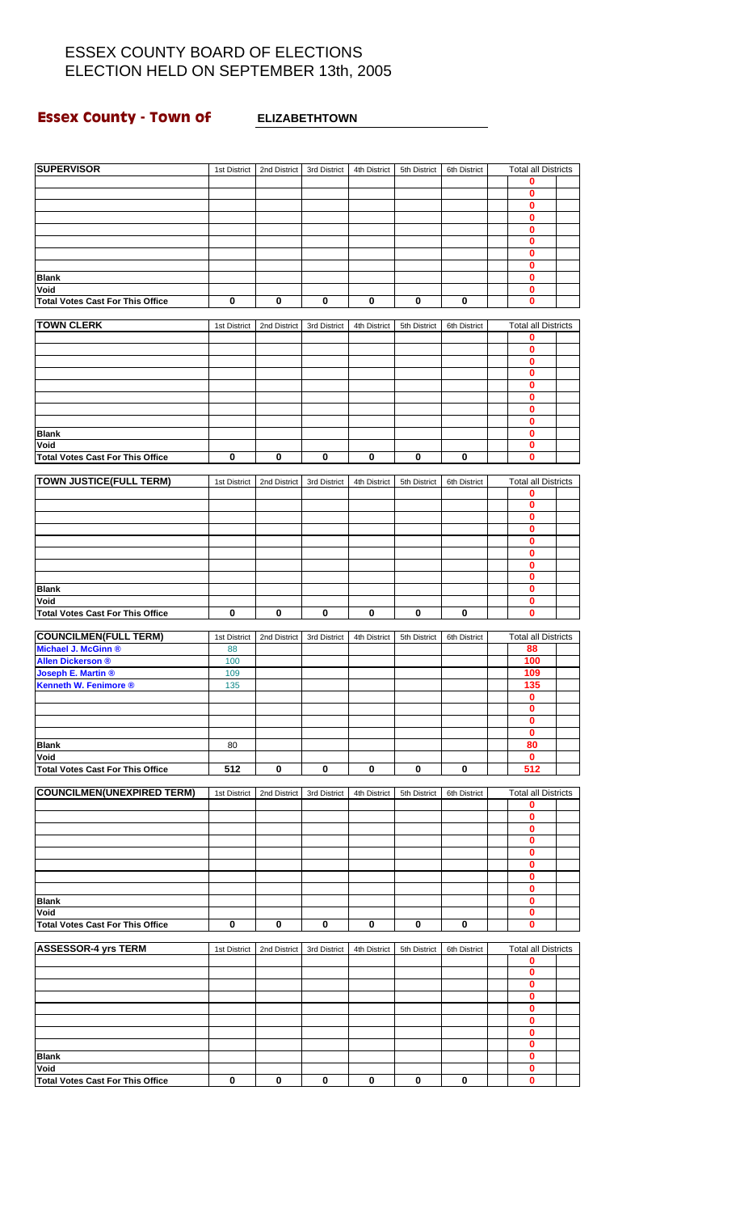# ESSEX COUNTY BOARD OF ELECTIONS
# ELECTION HELD ON SEPTEMBER 13th, 2005

## Essex County - Town of ELIZABETHTOWN

| SUPERVISOR | 1st District | 2nd District | 3rd District | 4th District | 5th District | 6th District | Total all Districts |
|---|---|---|---|---|---|---|---|
| | | | | | | | 0 |
| | | | | | | | 0 |
| | | | | | | | 0 |
| | | | | | | | 0 |
| | | | | | | | 0 |
| | | | | | | | 0 |
| | | | | | | | 0 |
| | | | | | | | 0 |
| **Blank** | | | | | | | 0 |
| **Void** | | | | | | | 0 |
| **Total Votes Cast For This Office** | 0 | 0 | 0 | 0 | 0 | 0 | 0 |

| TOWN CLERK | 1st District | 2nd District | 3rd District | 4th District | 5th District | 6th District | Total all Districts |
|---|---|---|---|---|---|---|---|
| | | | | | | | 0 |
| | | | | | | | 0 |
| | | | | | | | 0 |
| | | | | | | | 0 |
| | | | | | | | 0 |
| | | | | | | | 0 |
| | | | | | | | 0 |
| | | | | | | | 0 |
| **Blank** | | | | | | | 0 |
| **Void** | | | | | | | 0 |
| **Total Votes Cast For This Office** | 0 | 0 | 0 | 0 | 0 | 0 | 0 |

| TOWN JUSTICE(FULL TERM) | 1st District | 2nd District | 3rd District | 4th District | 5th District | 6th District | Total all Districts |
|---|---|---|---|---|---|---|---|
| | | | | | | | 0 |
| | | | | | | | 0 |
| | | | | | | | 0 |
| | | | | | | | 0 |
| | | | | | | | 0 |
| | | | | | | | 0 |
| | | | | | | | 0 |
| | | | | | | | 0 |
| **Blank** | | | | | | | 0 |
| **Void** | | | | | | | 0 |
| **Total Votes Cast For This Office** | 0 | 0 | 0 | 0 | 0 | 0 | 0 |

| COUNCILMEN(FULL TERM) | 1st District | 2nd District | 3rd District | 4th District | 5th District | 6th District | Total all Districts |
|---|---|---|---|---|---|---|---|
| Michael J. McGinn ® | 88 | | | | | | 88 |
| Allen Dickerson ® | 100 | | | | | | 100 |
| Joseph E. Martin ® | 109 | | | | | | 109 |
| Kenneth W. Fenimore ® | 135 | | | | | | 135 |
| | | | | | | | 0 |
| | | | | | | | 0 |
| | | | | | | | 0 |
| | | | | | | | 0 |
| **Blank** | 80 | | | | | | 80 |
| **Void** | | | | | | | 0 |
| **Total Votes Cast For This Office** | 512 | 0 | 0 | 0 | 0 | 0 | 512 |

| COUNCILMEN(UNEXPIRED TERM) | 1st District | 2nd District | 3rd District | 4th District | 5th District | 6th District | Total all Districts |
|---|---|---|---|---|---|---|---|
| | | | | | | | 0 |
| | | | | | | | 0 |
| | | | | | | | 0 |
| | | | | | | | 0 |
| | | | | | | | 0 |
| | | | | | | | 0 |
| | | | | | | | 0 |
| | | | | | | | 0 |
| **Blank** | | | | | | | 0 |
| **Void** | | | | | | | 0 |
| **Total Votes Cast For This Office** | 0 | 0 | 0 | 0 | 0 | 0 | 0 |

| ASSESSOR-4 yrs TERM | 1st District | 2nd District | 3rd District | 4th District | 5th District | 6th District | Total all Districts |
|---|---|---|---|---|---|---|---|
| | | | | | | | 0 |
| | | | | | | | 0 |
| | | | | | | | 0 |
| | | | | | | | 0 |
| | | | | | | | 0 |
| | | | | | | | 0 |
| | | | | | | | 0 |
| | | | | | | | 0 |
| **Blank** | | | | | | | 0 |
| **Void** | | | | | | | 0 |
| **Total Votes Cast For This Office** | 0 | 0 | 0 | 0 | 0 | 0 | 0 |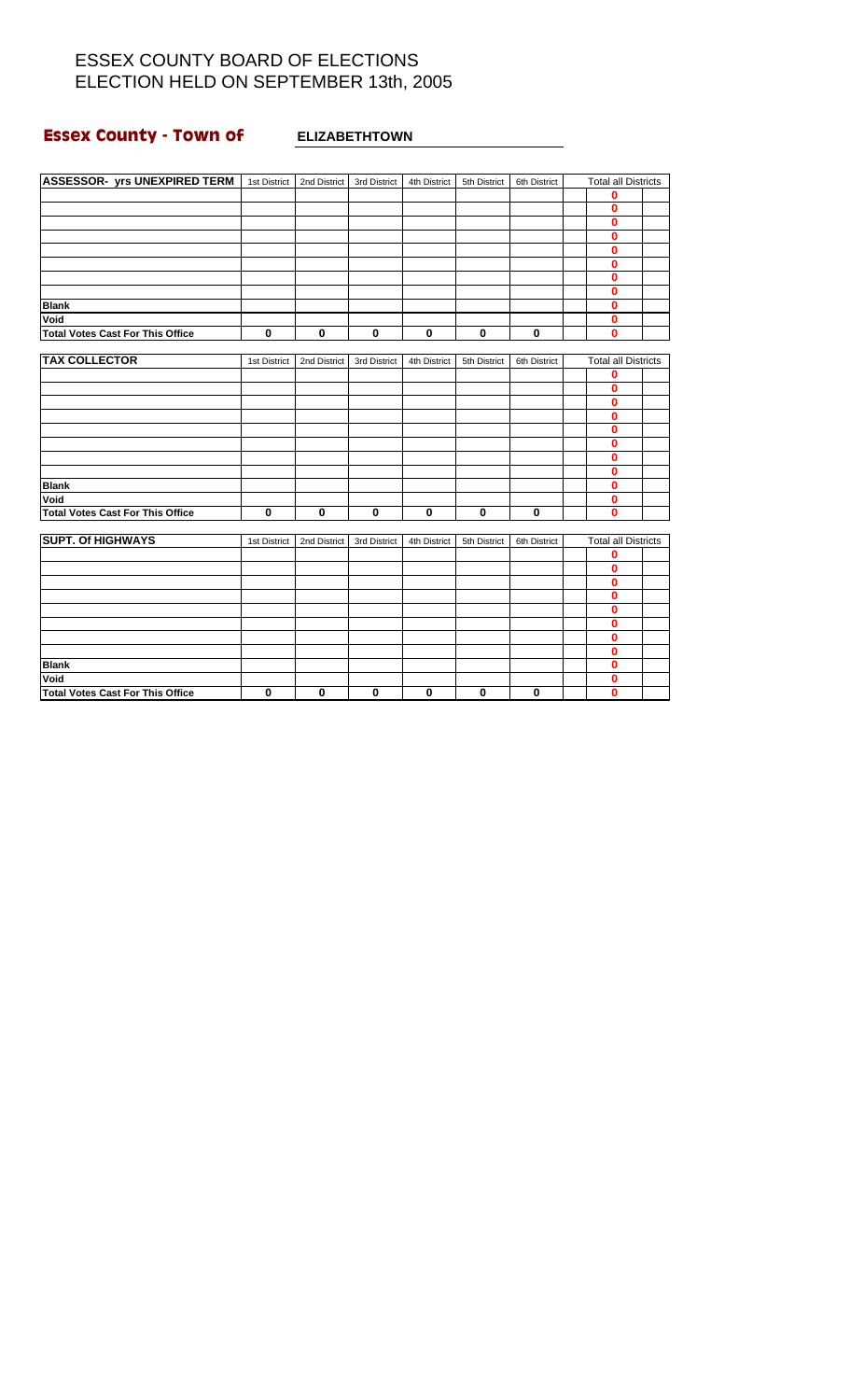# ESSEX COUNTY BOARD OF ELECTIONS
# ELECTION HELD ON SEPTEMBER 13th, 2005

**Essex County - Town of** **ELIZABETHTOWN**

| ASSESSOR- yrs UNEXPIRED TERM | 1st District | 2nd District | 3rd District | 4th District | 5th District | 6th District | | Total all Districts | |
|---|---|---|---|---|---|---|---|---|---|
| | | | | | | | | 0 | |
| | | | | | | | | 0 | |
| | | | | | | | | 0 | |
| | | | | | | | | 0 | |
| | | | | | | | | 0 | |
| | | | | | | | | 0 | |
| | | | | | | | | 0 | |
| | | | | | | | | 0 | |
| **Blank** | | | | | | | | 0 | |
| **Void** | | | | | | | | 0 | |
| **Total Votes Cast For This Office** | 0 | 0 | 0 | 0 | 0 | 0 | | 0 | |

| TAX COLLECTOR | 1st District | 2nd District | 3rd District | 4th District | 5th District | 6th District | | Total all Districts | |
|---|---|---|---|---|---|---|---|---|---|
| | | | | | | | | 0 | |
| | | | | | | | | 0 | |
| | | | | | | | | 0 | |
| | | | | | | | | 0 | |
| | | | | | | | | 0 | |
| | | | | | | | | 0 | |
| | | | | | | | | 0 | |
| | | | | | | | | 0 | |
| **Blank** | | | | | | | | 0 | |
| **Void** | | | | | | | | 0 | |
| **Total Votes Cast For This Office** | 0 | 0 | 0 | 0 | 0 | 0 | | 0 | |

| SUPT. Of HIGHWAYS | 1st District | 2nd District | 3rd District | 4th District | 5th District | 6th District | | Total all Districts | |
|---|---|---|---|---|---|---|---|---|---|
| | | | | | | | | 0 | |
| | | | | | | | | 0 | |
| | | | | | | | | 0 | |
| | | | | | | | | 0 | |
| | | | | | | | | 0 | |
| | | | | | | | | 0 | |
| | | | | | | | | 0 | |
| | | | | | | | | 0 | |
| **Blank** | | | | | | | | 0 | |
| **Void** | | | | | | | | 0 | |
| **Total Votes Cast For This Office** | 0 | 0 | 0 | 0 | 0 | 0 | | 0 | |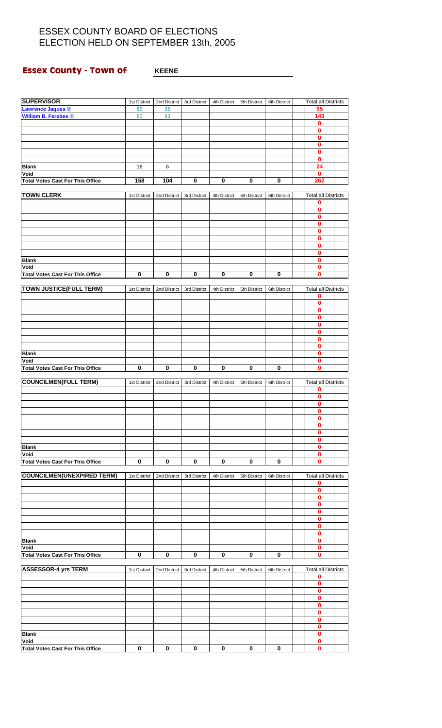# ESSEX COUNTY BOARD OF ELECTIONS
# ELECTION HELD ON SEPTEMBER 13th, 2005

## Essex County - Town of KEENE

| SUPERVISOR | 1st District | 2nd District | 3rd District | 4th District | 5th District | 6th District | Total all Districts |
|---|---|---|---|---|---|---|---|
| Lawrence Jaques ® | 60 | 35 | | | | | 95 |
| William B. Ferebee ® | 80 | 63 | | | | | 143 |
| | | | | | | | 0 |
| | | | | | | | 0 |
| | | | | | | | 0 |
| | | | | | | | 0 |
| | | | | | | | 0 |
| | | | | | | | 0 |
| Blank | 18 | 6 | | | | | 24 |
| Void | | | | | | | 0 |
| Total Votes Cast For This Office | 158 | 104 | 0 | 0 | 0 | 0 | 262 |

| TOWN CLERK | 1st District | 2nd District | 3rd District | 4th District | 5th District | 6th District | Total all Districts |
|---|---|---|---|---|---|---|---|
| | | | | | | | 0 |
| | | | | | | | 0 |
| | | | | | | | 0 |
| | | | | | | | 0 |
| | | | | | | | 0 |
| | | | | | | | 0 |
| | | | | | | | 0 |
| | | | | | | | 0 |
| Blank | | | | | | | 0 |
| Void | | | | | | | 0 |
| Total Votes Cast For This Office | 0 | 0 | 0 | 0 | 0 | 0 | 0 |

| TOWN JUSTICE(FULL TERM) | 1st District | 2nd District | 3rd District | 4th District | 5th District | 6th District | Total all Districts |
|---|---|---|---|---|---|---|---|
| | | | | | | | 0 |
| | | | | | | | 0 |
| | | | | | | | 0 |
| | | | | | | | 0 |
| | | | | | | | 0 |
| | | | | | | | 0 |
| | | | | | | | 0 |
| | | | | | | | 0 |
| Blank | | | | | | | 0 |
| Void | | | | | | | 0 |
| Total Votes Cast For This Office | 0 | 0 | 0 | 0 | 0 | 0 | 0 |

| COUNCILMEN(FULL TERM) | 1st District | 2nd District | 3rd District | 4th District | 5th District | 6th District | Total all Districts |
|---|---|---|---|---|---|---|---|
| | | | | | | | 0 |
| | | | | | | | 0 |
| | | | | | | | 0 |
| | | | | | | | 0 |
| | | | | | | | 0 |
| | | | | | | | 0 |
| | | | | | | | 0 |
| | | | | | | | 0 |
| Blank | | | | | | | 0 |
| Void | | | | | | | 0 |
| Total Votes Cast For This Office | 0 | 0 | 0 | 0 | 0 | 0 | 0 |

| COUNCILMEN(UNEXPIRED TERM) | 1st District | 2nd District | 3rd District | 4th District | 5th District | 6th District | Total all Districts |
|---|---|---|---|---|---|---|---|
| | | | | | | | 0 |
| | | | | | | | 0 |
| | | | | | | | 0 |
| | | | | | | | 0 |
| | | | | | | | 0 |
| | | | | | | | 0 |
| | | | | | | | 0 |
| | | | | | | | 0 |
| Blank | | | | | | | 0 |
| Void | | | | | | | 0 |
| Total Votes Cast For This Office | 0 | 0 | 0 | 0 | 0 | 0 | 0 |

| ASSESSOR-4 yrs TERM | 1st District | 2nd District | 3rd District | 4th District | 5th District | 6th District | Total all Districts |
|---|---|---|---|---|---|---|---|
| | | | | | | | 0 |
| | | | | | | | 0 |
| | | | | | | | 0 |
| | | | | | | | 0 |
| | | | | | | | 0 |
| | | | | | | | 0 |
| | | | | | | | 0 |
| | | | | | | | 0 |
| Blank | | | | | | | 0 |
| Void | | | | | | | 0 |
| Total Votes Cast For This Office | 0 | 0 | 0 | 0 | 0 | 0 | 0 |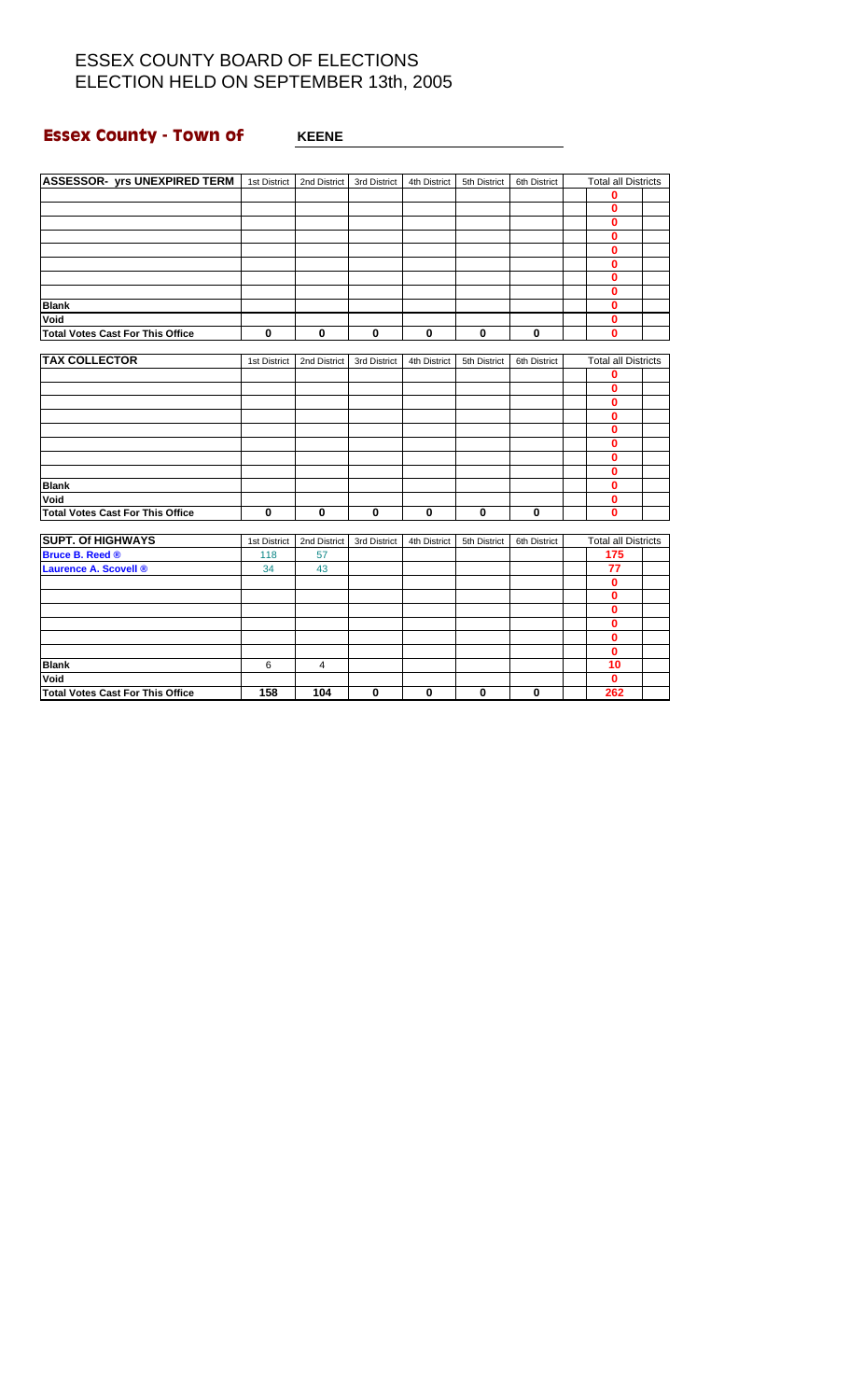# ESSEX COUNTY BOARD OF ELECTIONS
# ELECTION HELD ON SEPTEMBER 13th, 2005

**Essex County - Town of** **KEENE**

| ASSESSOR- yrs UNEXPIRED TERM | 1st District | 2nd District | 3rd District | 4th District | 5th District | 6th District | Total all Districts |
|---|---|---|---|---|---|---|---|
| | | | | | | | 0 |
| | | | | | | | 0 |
| | | | | | | | 0 |
| | | | | | | | 0 |
| | | | | | | | 0 |
| | | | | | | | 0 |
| | | | | | | | 0 |
| | | | | | | | 0 |
| **Blank** | | | | | | | 0 |
| **Void** | | | | | | | 0 |
| **Total Votes Cast For This Office** | 0 | 0 | 0 | 0 | 0 | 0 | 0 |

| TAX COLLECTOR | 1st District | 2nd District | 3rd District | 4th District | 5th District | 6th District | Total all Districts |
|---|---|---|---|---|---|---|---|
| | | | | | | | 0 |
| | | | | | | | 0 |
| | | | | | | | 0 |
| | | | | | | | 0 |
| | | | | | | | 0 |
| | | | | | | | 0 |
| | | | | | | | 0 |
| | | | | | | | 0 |
| **Blank** | | | | | | | 0 |
| **Void** | | | | | | | 0 |
| **Total Votes Cast For This Office** | 0 | 0 | 0 | 0 | 0 | 0 | 0 |

| SUPT. Of HIGHWAYS | 1st District | 2nd District | 3rd District | 4th District | 5th District | 6th District | Total all Districts |
|---|---|---|---|---|---|---|---|
| **Bruce B. Reed ®** | 118 | 57 | | | | | 175 |
| **Laurence A. Scovell ®** | 34 | 43 | | | | | 77 |
| | | | | | | | 0 |
| | | | | | | | 0 |
| | | | | | | | 0 |
| | | | | | | | 0 |
| | | | | | | | 0 |
| | | | | | | | 0 |
| **Blank** | 6 | 4 | | | | | 10 |
| **Void** | | | | | | | 0 |
| **Total Votes Cast For This Office** | 158 | 104 | 0 | 0 | 0 | 0 | 262 |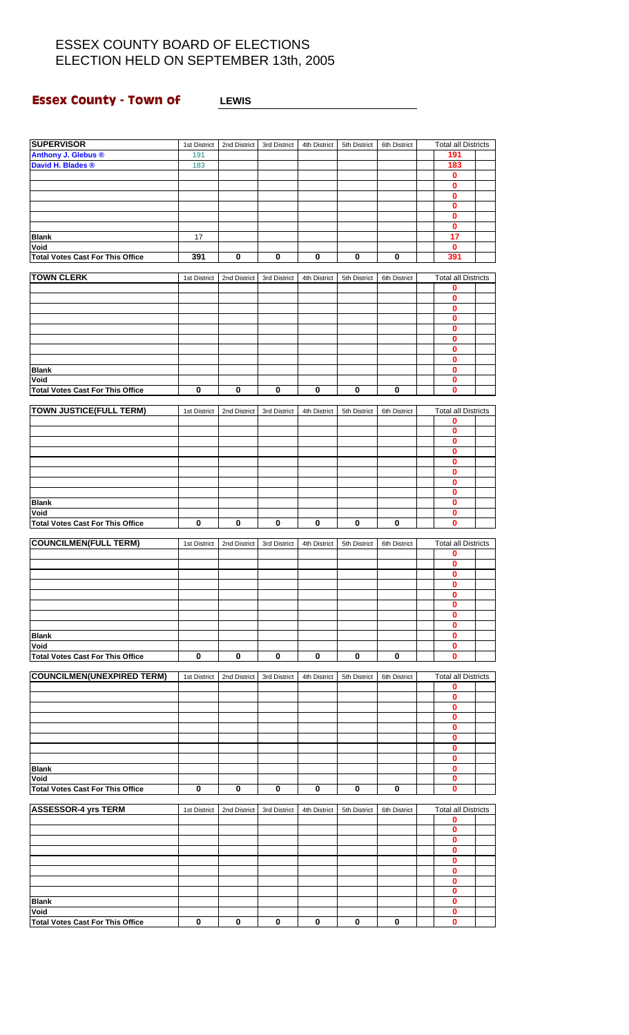# ESSEX COUNTY BOARD OF ELECTIONS
# ELECTION HELD ON SEPTEMBER 13th, 2005

**Essex County - Town of** **LEWIS**

| SUPERVISOR | 1st District | 2nd District | 3rd District | 4th District | 5th District | 6th District | Total all Districts |
|---|---|---|---|---|---|---|---|
| Anthony J. Glebus ® | 191 | | | | | | 191 |
| David H. Blades ® | 183 | | | | | | 183 |
| | | | | | | | 0 |
| | | | | | | | 0 |
| | | | | | | | 0 |
| | | | | | | | 0 |
| | | | | | | | 0 |
| | | | | | | | 0 |
| Blank | 17 | | | | | | 17 |
| Void | | | | | | | 0 |
| Total Votes Cast For This Office | 391 | 0 | 0 | 0 | 0 | 0 | 391 |

| TOWN CLERK | 1st District | 2nd District | 3rd District | 4th District | 5th District | 6th District | Total all Districts |
|---|---|---|---|---|---|---|---|
| | | | | | | | 0 |
| | | | | | | | 0 |
| | | | | | | | 0 |
| | | | | | | | 0 |
| | | | | | | | 0 |
| | | | | | | | 0 |
| | | | | | | | 0 |
| | | | | | | | 0 |
| Blank | | | | | | | 0 |
| Void | | | | | | | 0 |
| Total Votes Cast For This Office | 0 | 0 | 0 | 0 | 0 | 0 | 0 |

| TOWN JUSTICE(FULL TERM) | 1st District | 2nd District | 3rd District | 4th District | 5th District | 6th District | Total all Districts |
|---|---|---|---|---|---|---|---|
| | | | | | | | 0 |
| | | | | | | | 0 |
| | | | | | | | 0 |
| | | | | | | | 0 |
| | | | | | | | 0 |
| | | | | | | | 0 |
| | | | | | | | 0 |
| | | | | | | | 0 |
| Blank | | | | | | | 0 |
| Void | | | | | | | 0 |
| Total Votes Cast For This Office | 0 | 0 | 0 | 0 | 0 | 0 | 0 |

| COUNCILMEN(FULL TERM) | 1st District | 2nd District | 3rd District | 4th District | 5th District | 6th District | Total all Districts |
|---|---|---|---|---|---|---|---|
| | | | | | | | 0 |
| | | | | | | | 0 |
| | | | | | | | 0 |
| | | | | | | | 0 |
| | | | | | | | 0 |
| | | | | | | | 0 |
| | | | | | | | 0 |
| | | | | | | | 0 |
| Blank | | | | | | | 0 |
| Void | | | | | | | 0 |
| Total Votes Cast For This Office | 0 | 0 | 0 | 0 | 0 | 0 | 0 |

| COUNCILMEN(UNEXPIRED TERM) | 1st District | 2nd District | 3rd District | 4th District | 5th District | 6th District | Total all Districts |
|---|---|---|---|---|---|---|---|
| | | | | | | | 0 |
| | | | | | | | 0 |
| | | | | | | | 0 |
| | | | | | | | 0 |
| | | | | | | | 0 |
| | | | | | | | 0 |
| | | | | | | | 0 |
| | | | | | | | 0 |
| Blank | | | | | | | 0 |
| Void | | | | | | | 0 |
| Total Votes Cast For This Office | 0 | 0 | 0 | 0 | 0 | 0 | 0 |

| ASSESSOR-4 yrs TERM | 1st District | 2nd District | 3rd District | 4th District | 5th District | 6th District | Total all Districts |
|---|---|---|---|---|---|---|---|
| | | | | | | | 0 |
| | | | | | | | 0 |
| | | | | | | | 0 |
| | | | | | | | 0 |
| | | | | | | | 0 |
| | | | | | | | 0 |
| | | | | | | | 0 |
| | | | | | | | 0 |
| Blank | | | | | | | 0 |
| Void | | | | | | | 0 |
| Total Votes Cast For This Office | 0 | 0 | 0 | 0 | 0 | 0 | 0 |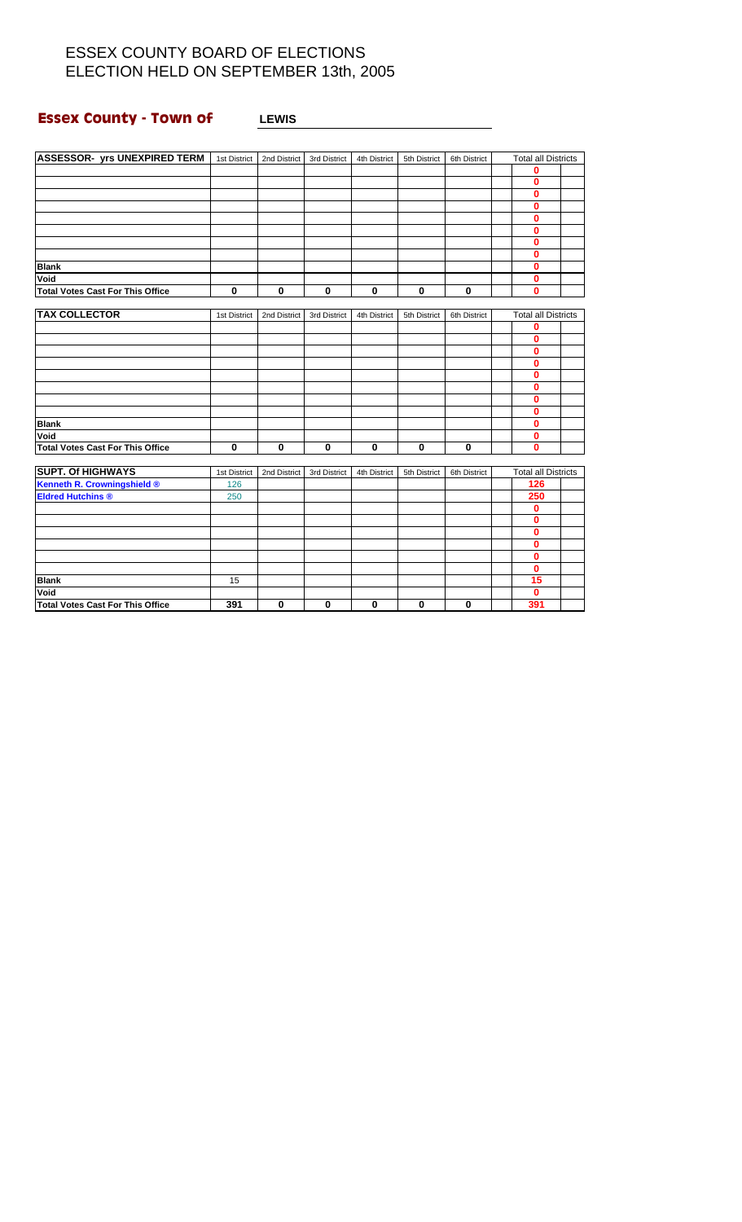# ESSEX COUNTY BOARD OF ELECTIONS
# ELECTION HELD ON SEPTEMBER 13th, 2005

## Essex County - Town of LEWIS

| ASSESSOR- yrs UNEXPIRED TERM | 1st District | 2nd District | 3rd District | 4th District | 5th District | 6th District | Total all Districts |
|---|---|---|---|---|---|---|---|
| | | | | | | | 0 |
| | | | | | | | 0 |
| | | | | | | | 0 |
| | | | | | | | 0 |
| | | | | | | | 0 |
| | | | | | | | 0 |
| | | | | | | | 0 |
| | | | | | | | 0 |
| **Blank** | | | | | | | 0 |
| **Void** | | | | | | | 0 |
| **Total Votes Cast For This Office** | 0 | 0 | 0 | 0 | 0 | 0 | 0 |

| TAX COLLECTOR | 1st District | 2nd District | 3rd District | 4th District | 5th District | 6th District | Total all Districts |
|---|---|---|---|---|---|---|---|
| | | | | | | | 0 |
| | | | | | | | 0 |
| | | | | | | | 0 |
| | | | | | | | 0 |
| | | | | | | | 0 |
| | | | | | | | 0 |
| | | | | | | | 0 |
| | | | | | | | 0 |
| **Blank** | | | | | | | 0 |
| **Void** | | | | | | | 0 |
| **Total Votes Cast For This Office** | 0 | 0 | 0 | 0 | 0 | 0 | 0 |

| SUPT. Of HIGHWAYS | 1st District | 2nd District | 3rd District | 4th District | 5th District | 6th District | Total all Districts |
|---|---|---|---|---|---|---|---|
| Kenneth R. Crowningshield ® | 126 | | | | | | 126 |
| Eldred Hutchins ® | 250 | | | | | | 250 |
| | | | | | | | 0 |
| | | | | | | | 0 |
| | | | | | | | 0 |
| | | | | | | | 0 |
| | | | | | | | 0 |
| | | | | | | | 0 |
| **Blank** | 15 | | | | | | 15 |
| **Void** | | | | | | | 0 |
| **Total Votes Cast For This Office** | 391 | 0 | 0 | 0 | 0 | 0 | 391 |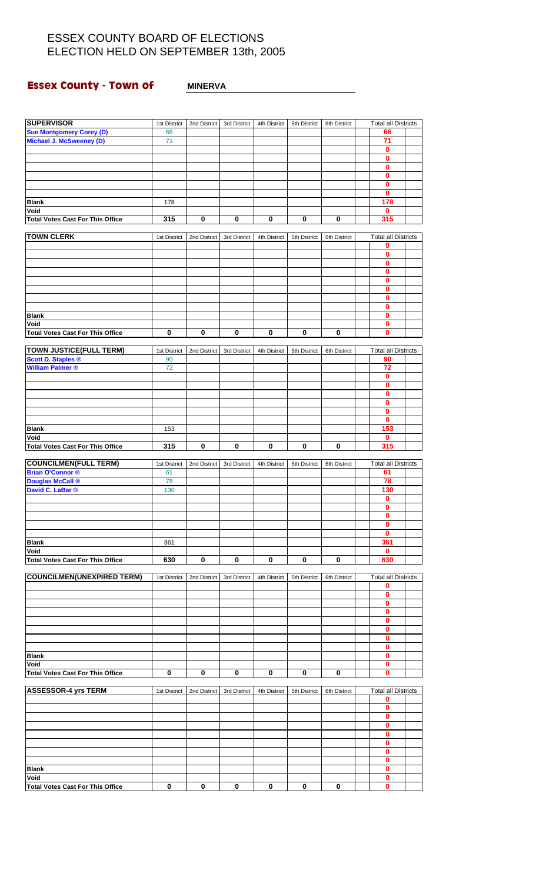# ESSEX COUNTY BOARD OF ELECTIONS
# ELECTION HELD ON SEPTEMBER 13th, 2005

**Essex County - Town of** **MINERVA**

| SUPERVISOR | 1st District | 2nd District | 3rd District | 4th District | 5th District | 6th District | Total all Districts |
|---|---|---|---|---|---|---|---|
| Sue Montgomery Corey (D) | 66 | | | | | | 66 |
| Michael J. McSweeney (D) | 71 | | | | | | 71 |
| | | | | | | | 0 |
| | | | | | | | 0 |
| | | | | | | | 0 |
| | | | | | | | 0 |
| | | | | | | | 0 |
| | | | | | | | 0 |
| Blank | 178 | | | | | | 178 |
| Void | | | | | | | 0 |
| Total Votes Cast For This Office | 315 | 0 | 0 | 0 | 0 | 0 | 315 |

| TOWN CLERK | 1st District | 2nd District | 3rd District | 4th District | 5th District | 6th District | Total all Districts |
|---|---|---|---|---|---|---|---|
| | | | | | | | 0 |
| | | | | | | | 0 |
| | | | | | | | 0 |
| | | | | | | | 0 |
| | | | | | | | 0 |
| | | | | | | | 0 |
| | | | | | | | 0 |
| | | | | | | | 0 |
| Blank | | | | | | | 0 |
| Void | | | | | | | 0 |
| Total Votes Cast For This Office | 0 | 0 | 0 | 0 | 0 | 0 | 0 |

| TOWN JUSTICE(FULL TERM) | 1st District | 2nd District | 3rd District | 4th District | 5th District | 6th District | Total all Districts |
|---|---|---|---|---|---|---|---|
| Scott D. Staples ® | 90 | | | | | | 90 |
| William Palmer ® | 72 | | | | | | 72 |
| | | | | | | | 0 |
| | | | | | | | 0 |
| | | | | | | | 0 |
| | | | | | | | 0 |
| | | | | | | | 0 |
| | | | | | | | 0 |
| Blank | 153 | | | | | | 153 |
| Void | | | | | | | 0 |
| Total Votes Cast For This Office | 315 | 0 | 0 | 0 | 0 | 0 | 315 |

| COUNCILMEN(FULL TERM) | 1st District | 2nd District | 3rd District | 4th District | 5th District | 6th District | Total all Districts |
|---|---|---|---|---|---|---|---|
| Brian O'Connor ® | 61 | | | | | | 61 |
| Douglas McCall ® | 78 | | | | | | 78 |
| David C. LaBar ® | 130 | | | | | | 130 |
| | | | | | | | 0 |
| | | | | | | | 0 |
| | | | | | | | 0 |
| | | | | | | | 0 |
| | | | | | | | 0 |
| Blank | 361 | | | | | | 361 |
| Void | | | | | | | 0 |
| Total Votes Cast For This Office | 630 | 0 | 0 | 0 | 0 | 0 | 630 |

| COUNCILMEN(UNEXPIRED TERM) | 1st District | 2nd District | 3rd District | 4th District | 5th District | 6th District | Total all Districts |
|---|---|---|---|---|---|---|---|
| | | | | | | | 0 |
| | | | | | | | 0 |
| | | | | | | | 0 |
| | | | | | | | 0 |
| | | | | | | | 0 |
| | | | | | | | 0 |
| | | | | | | | 0 |
| | | | | | | | 0 |
| Blank | | | | | | | 0 |
| Void | | | | | | | 0 |
| Total Votes Cast For This Office | 0 | 0 | 0 | 0 | 0 | 0 | 0 |

| ASSESSOR-4 yrs TERM | 1st District | 2nd District | 3rd District | 4th District | 5th District | 6th District | Total all Districts |
|---|---|---|---|---|---|---|---|
| | | | | | | | 0 |
| | | | | | | | 0 |
| | | | | | | | 0 |
| | | | | | | | 0 |
| | | | | | | | 0 |
| | | | | | | | 0 |
| | | | | | | | 0 |
| | | | | | | | 0 |
| Blank | | | | | | | 0 |
| Void | | | | | | | 0 |
| Total Votes Cast For This Office | 0 | 0 | 0 | 0 | 0 | 0 | 0 |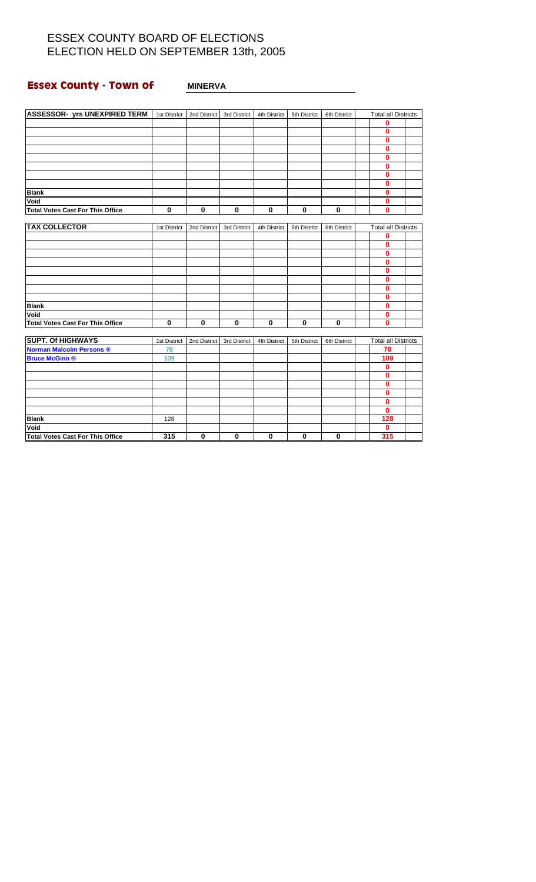# ESSEX COUNTY BOARD OF ELECTIONS
# ELECTION HELD ON SEPTEMBER 13th, 2005

## Essex County - Town of **MINERVA**

| ASSESSOR- yrs UNEXPIRED TERM | 1st District | 2nd District | 3rd District | 4th District | 5th District | 6th District | | Total all Districts | |
|---|---|---|---|---|---|---|---|---|---|
| | | | | | | | | 0 | |
| | | | | | | | | 0 | |
| | | | | | | | | 0 | |
| | | | | | | | | 0 | |
| | | | | | | | | 0 | |
| | | | | | | | | 0 | |
| | | | | | | | | 0 | |
| | | | | | | | | 0 | |
| **Blank** | | | | | | | | 0 | |
| **Void** | | | | | | | | 0 | |
| **Total Votes Cast For This Office** | 0 | 0 | 0 | 0 | 0 | 0 | | 0 | |

| TAX COLLECTOR | 1st District | 2nd District | 3rd District | 4th District | 5th District | 6th District | | Total all Districts | |
|---|---|---|---|---|---|---|---|---|---|
| | | | | | | | | 0 | |
| | | | | | | | | 0 | |
| | | | | | | | | 0 | |
| | | | | | | | | 0 | |
| | | | | | | | | 0 | |
| | | | | | | | | 0 | |
| | | | | | | | | 0 | |
| | | | | | | | | 0 | |
| **Blank** | | | | | | | | 0 | |
| **Void** | | | | | | | | 0 | |
| **Total Votes Cast For This Office** | 0 | 0 | 0 | 0 | 0 | 0 | | 0 | |

| SUPT. Of HIGHWAYS | 1st District | 2nd District | 3rd District | 4th District | 5th District | 6th District | | Total all Districts | |
|---|---|---|---|---|---|---|---|---|---|
| **Norman Malcolm Persons ®** | 78 | | | | | | | 78 | |
| **Bruce McGinn ®** | 109 | | | | | | | 109 | |
| | | | | | | | | 0 | |
| | | | | | | | | 0 | |
| | | | | | | | | 0 | |
| | | | | | | | | 0 | |
| | | | | | | | | 0 | |
| | | | | | | | | 0 | |
| **Blank** | 128 | | | | | | | 128 | |
| **Void** | | | | | | | | 0 | |
| **Total Votes Cast For This Office** | 315 | 0 | 0 | 0 | 0 | 0 | | 315 | |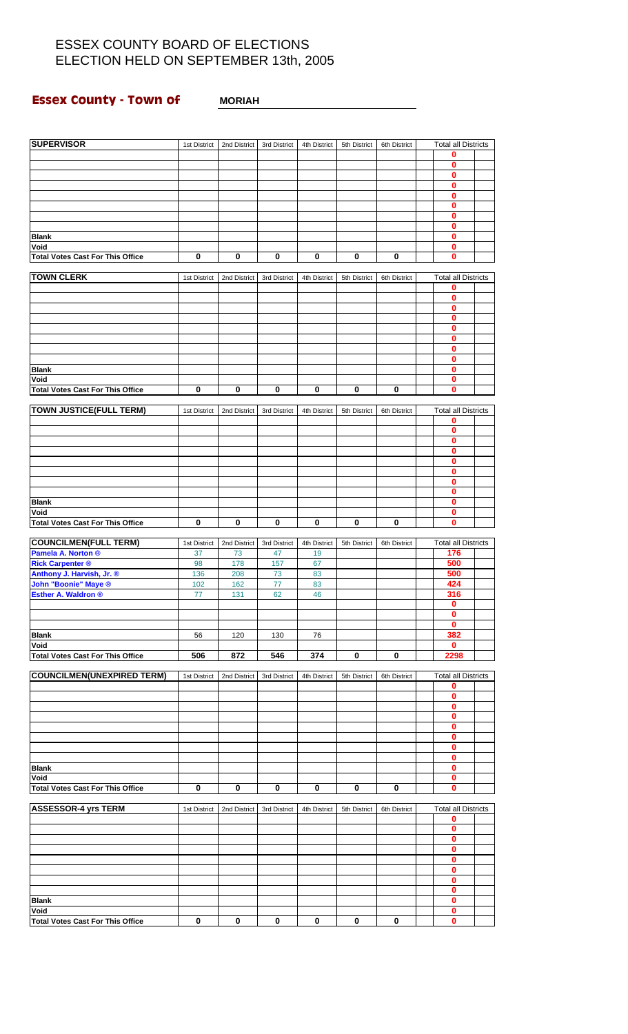# ESSEX COUNTY BOARD OF ELECTIONS
# ELECTION HELD ON SEPTEMBER 13th, 2005

**Essex County - Town of** **MORIAH**

| SUPERVISOR | 1st District | 2nd District | 3rd District | 4th District | 5th District | 6th District | Total all Districts |
|---|---|---|---|---|---|---|---|
| | | | | | | | 0 |
| | | | | | | | 0 |
| | | | | | | | 0 |
| | | | | | | | 0 |
| | | | | | | | 0 |
| | | | | | | | 0 |
| | | | | | | | 0 |
| | | | | | | | 0 |
| **Blank** | | | | | | | 0 |
| **Void** | | | | | | | 0 |
| **Total Votes Cast For This Office** | 0 | 0 | 0 | 0 | 0 | 0 | 0 |

| TOWN CLERK | 1st District | 2nd District | 3rd District | 4th District | 5th District | 6th District | Total all Districts |
|---|---|---|---|---|---|---|---|
| | | | | | | | 0 |
| | | | | | | | 0 |
| | | | | | | | 0 |
| | | | | | | | 0 |
| | | | | | | | 0 |
| | | | | | | | 0 |
| | | | | | | | 0 |
| | | | | | | | 0 |
| **Blank** | | | | | | | 0 |
| **Void** | | | | | | | 0 |
| **Total Votes Cast For This Office** | 0 | 0 | 0 | 0 | 0 | 0 | 0 |

| TOWN JUSTICE(FULL TERM) | 1st District | 2nd District | 3rd District | 4th District | 5th District | 6th District | Total all Districts |
|---|---|---|---|---|---|---|---|
| | | | | | | | 0 |
| | | | | | | | 0 |
| | | | | | | | 0 |
| | | | | | | | 0 |
| | | | | | | | 0 |
| | | | | | | | 0 |
| | | | | | | | 0 |
| | | | | | | | 0 |
| **Blank** | | | | | | | 0 |
| **Void** | | | | | | | 0 |
| **Total Votes Cast For This Office** | 0 | 0 | 0 | 0 | 0 | 0 | 0 |

| COUNCILMEN(FULL TERM) | 1st District | 2nd District | 3rd District | 4th District | 5th District | 6th District | Total all Districts |
|---|---|---|---|---|---|---|---|
| Pamela A. Norton ® | 37 | 73 | 47 | 19 | | | 176 |
| Rick Carpenter ® | 98 | 178 | 157 | 67 | | | 500 |
| Anthony J. Harvish, Jr. ® | 136 | 208 | 73 | 83 | | | 500 |
| John "Boonie" Maye ® | 102 | 162 | 77 | 83 | | | 424 |
| Esther A. Waldron ® | 77 | 131 | 62 | 46 | | | 316 |
| | | | | | | | 0 |
| | | | | | | | 0 |
| | | | | | | | 0 |
| **Blank** | 56 | 120 | 130 | 76 | | | 382 |
| **Void** | | | | | | | 0 |
| **Total Votes Cast For This Office** | 506 | 872 | 546 | 374 | 0 | 0 | 2298 |

| COUNCILMEN(UNEXPIRED TERM) | 1st District | 2nd District | 3rd District | 4th District | 5th District | 6th District | Total all Districts |
|---|---|---|---|---|---|---|---|
| | | | | | | | 0 |
| | | | | | | | 0 |
| | | | | | | | 0 |
| | | | | | | | 0 |
| | | | | | | | 0 |
| | | | | | | | 0 |
| | | | | | | | 0 |
| | | | | | | | 0 |
| **Blank** | | | | | | | 0 |
| **Void** | | | | | | | 0 |
| **Total Votes Cast For This Office** | 0 | 0 | 0 | 0 | 0 | 0 | 0 |

| ASSESSOR-4 yrs TERM | 1st District | 2nd District | 3rd District | 4th District | 5th District | 6th District | Total all Districts |
|---|---|---|---|---|---|---|---|
| | | | | | | | 0 |
| | | | | | | | 0 |
| | | | | | | | 0 |
| | | | | | | | 0 |
| | | | | | | | 0 |
| | | | | | | | 0 |
| | | | | | | | 0 |
| | | | | | | | 0 |
| **Blank** | | | | | | | 0 |
| **Void** | | | | | | | 0 |
| **Total Votes Cast For This Office** | 0 | 0 | 0 | 0 | 0 | 0 | 0 |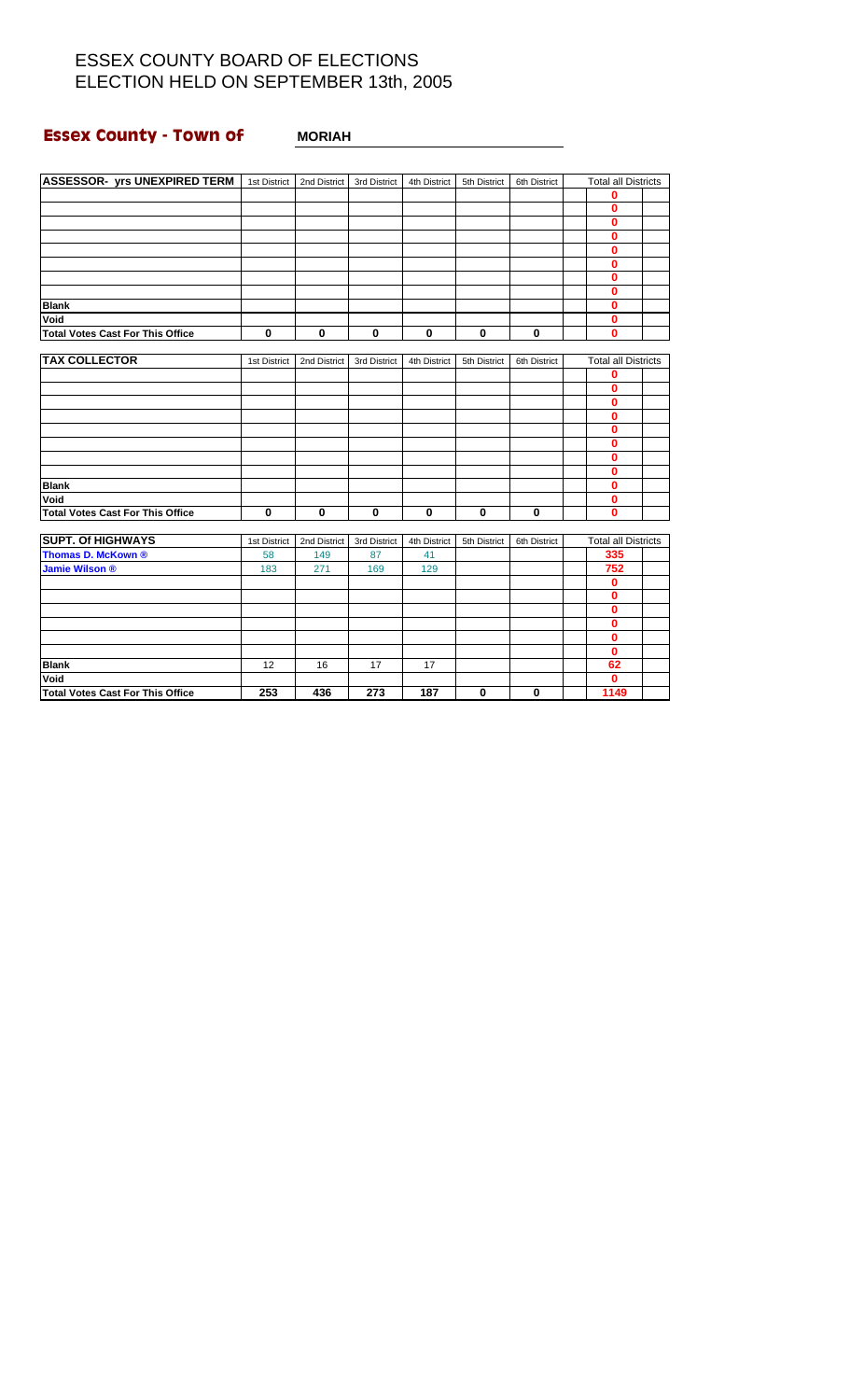# ESSEX COUNTY BOARD OF ELECTIONS
# ELECTION HELD ON SEPTEMBER 13th, 2005

**Essex County - Town of** **MORIAH**

| ASSESSOR- yrs UNEXPIRED TERM | 1st District | 2nd District | 3rd District | 4th District | 5th District | 6th District | Total all Districts |
|---|---|---|---|---|---|---|---|
| | | | | | | | 0 |
| | | | | | | | 0 |
| | | | | | | | 0 |
| | | | | | | | 0 |
| | | | | | | | 0 |
| | | | | | | | 0 |
| | | | | | | | 0 |
| | | | | | | | 0 |
| **Blank** | | | | | | | 0 |
| **Void** | | | | | | | 0 |
| **Total Votes Cast For This Office** | 0 | 0 | 0 | 0 | 0 | 0 | 0 |

| TAX COLLECTOR | 1st District | 2nd District | 3rd District | 4th District | 5th District | 6th District | Total all Districts |
|---|---|---|---|---|---|---|---|
| | | | | | | | 0 |
| | | | | | | | 0 |
| | | | | | | | 0 |
| | | | | | | | 0 |
| | | | | | | | 0 |
| | | | | | | | 0 |
| | | | | | | | 0 |
| | | | | | | | 0 |
| **Blank** | | | | | | | 0 |
| **Void** | | | | | | | 0 |
| **Total Votes Cast For This Office** | 0 | 0 | 0 | 0 | 0 | 0 | 0 |

| SUPT. Of HIGHWAYS | 1st District | 2nd District | 3rd District | 4th District | 5th District | 6th District | Total all Districts |
|---|---|---|---|---|---|---|---|
| **Thomas D. McKown ®** | 58 | 149 | 87 | 41 | | | 335 |
| **Jamie Wilson ®** | 183 | 271 | 169 | 129 | | | 752 |
| | | | | | | | 0 |
| | | | | | | | 0 |
| | | | | | | | 0 |
| | | | | | | | 0 |
| | | | | | | | 0 |
| | | | | | | | 0 |
| **Blank** | 12 | 16 | 17 | 17 | | | 62 |
| **Void** | | | | | | | 0 |
| **Total Votes Cast For This Office** | 253 | 436 | 273 | 187 | 0 | 0 | 1149 |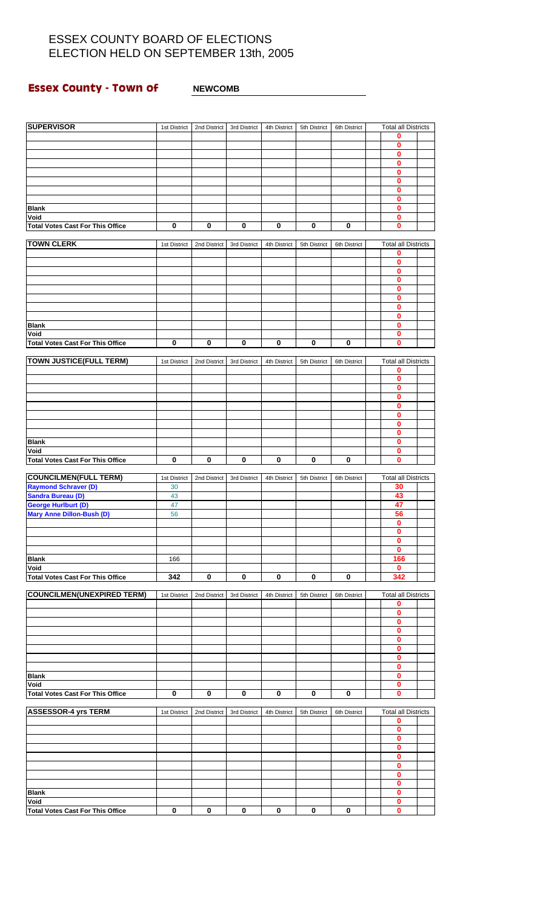# ESSEX COUNTY BOARD OF ELECTIONS
# ELECTION HELD ON SEPTEMBER 13th, 2005

**Essex County - Town of** **NEWCOMB**

| SUPERVISOR | 1st District | 2nd District | 3rd District | 4th District | 5th District | 6th District | Total all Districts |
|---|---|---|---|---|---|---|---|
| | | | | | | | 0 |
| | | | | | | | 0 |
| | | | | | | | 0 |
| | | | | | | | 0 |
| | | | | | | | 0 |
| | | | | | | | 0 |
| | | | | | | | 0 |
| | | | | | | | 0 |
| **Blank** | | | | | | | 0 |
| **Void** | | | | | | | 0 |
| **Total Votes Cast For This Office** | 0 | 0 | 0 | 0 | 0 | 0 | 0 |

| TOWN CLERK | 1st District | 2nd District | 3rd District | 4th District | 5th District | 6th District | Total all Districts |
|---|---|---|---|---|---|---|---|
| | | | | | | | 0 |
| | | | | | | | 0 |
| | | | | | | | 0 |
| | | | | | | | 0 |
| | | | | | | | 0 |
| | | | | | | | 0 |
| | | | | | | | 0 |
| | | | | | | | 0 |
| **Blank** | | | | | | | 0 |
| **Void** | | | | | | | 0 |
| **Total Votes Cast For This Office** | 0 | 0 | 0 | 0 | 0 | 0 | 0 |

| TOWN JUSTICE(FULL TERM) | 1st District | 2nd District | 3rd District | 4th District | 5th District | 6th District | Total all Districts |
|---|---|---|---|---|---|---|---|
| | | | | | | | 0 |
| | | | | | | | 0 |
| | | | | | | | 0 |
| | | | | | | | 0 |
| | | | | | | | 0 |
| | | | | | | | 0 |
| | | | | | | | 0 |
| | | | | | | | 0 |
| **Blank** | | | | | | | 0 |
| **Void** | | | | | | | 0 |
| **Total Votes Cast For This Office** | 0 | 0 | 0 | 0 | 0 | 0 | 0 |

| COUNCILMEN(FULL TERM) | 1st District | 2nd District | 3rd District | 4th District | 5th District | 6th District | Total all Districts |
|---|---|---|---|---|---|---|---|
| Raymond Schraver (D) | 30 | | | | | | 30 |
| Sandra Bureau (D) | 43 | | | | | | 43 |
| George Hurlburt (D) | 47 | | | | | | 47 |
| Mary Anne Dillon-Bush (D) | 56 | | | | | | 56 |
| | | | | | | | 0 |
| | | | | | | | 0 |
| | | | | | | | 0 |
| | | | | | | | 0 |
| **Blank** | 166 | | | | | | 166 |
| **Void** | | | | | | | 0 |
| **Total Votes Cast For This Office** | 342 | 0 | 0 | 0 | 0 | 0 | 342 |

| COUNCILMEN(UNEXPIRED TERM) | 1st District | 2nd District | 3rd District | 4th District | 5th District | 6th District | Total all Districts |
|---|---|---|---|---|---|---|---|
| | | | | | | | 0 |
| | | | | | | | 0 |
| | | | | | | | 0 |
| | | | | | | | 0 |
| | | | | | | | 0 |
| | | | | | | | 0 |
| | | | | | | | 0 |
| | | | | | | | 0 |
| **Blank** | | | | | | | 0 |
| **Void** | | | | | | | 0 |
| **Total Votes Cast For This Office** | 0 | 0 | 0 | 0 | 0 | 0 | 0 |

| ASSESSOR-4 yrs TERM | 1st District | 2nd District | 3rd District | 4th District | 5th District | 6th District | Total all Districts |
|---|---|---|---|---|---|---|---|
| | | | | | | | 0 |
| | | | | | | | 0 |
| | | | | | | | 0 |
| | | | | | | | 0 |
| | | | | | | | 0 |
| | | | | | | | 0 |
| | | | | | | | 0 |
| | | | | | | | 0 |
| **Blank** | | | | | | | 0 |
| **Void** | | | | | | | 0 |
| **Total Votes Cast For This Office** | 0 | 0 | 0 | 0 | 0 | 0 | 0 |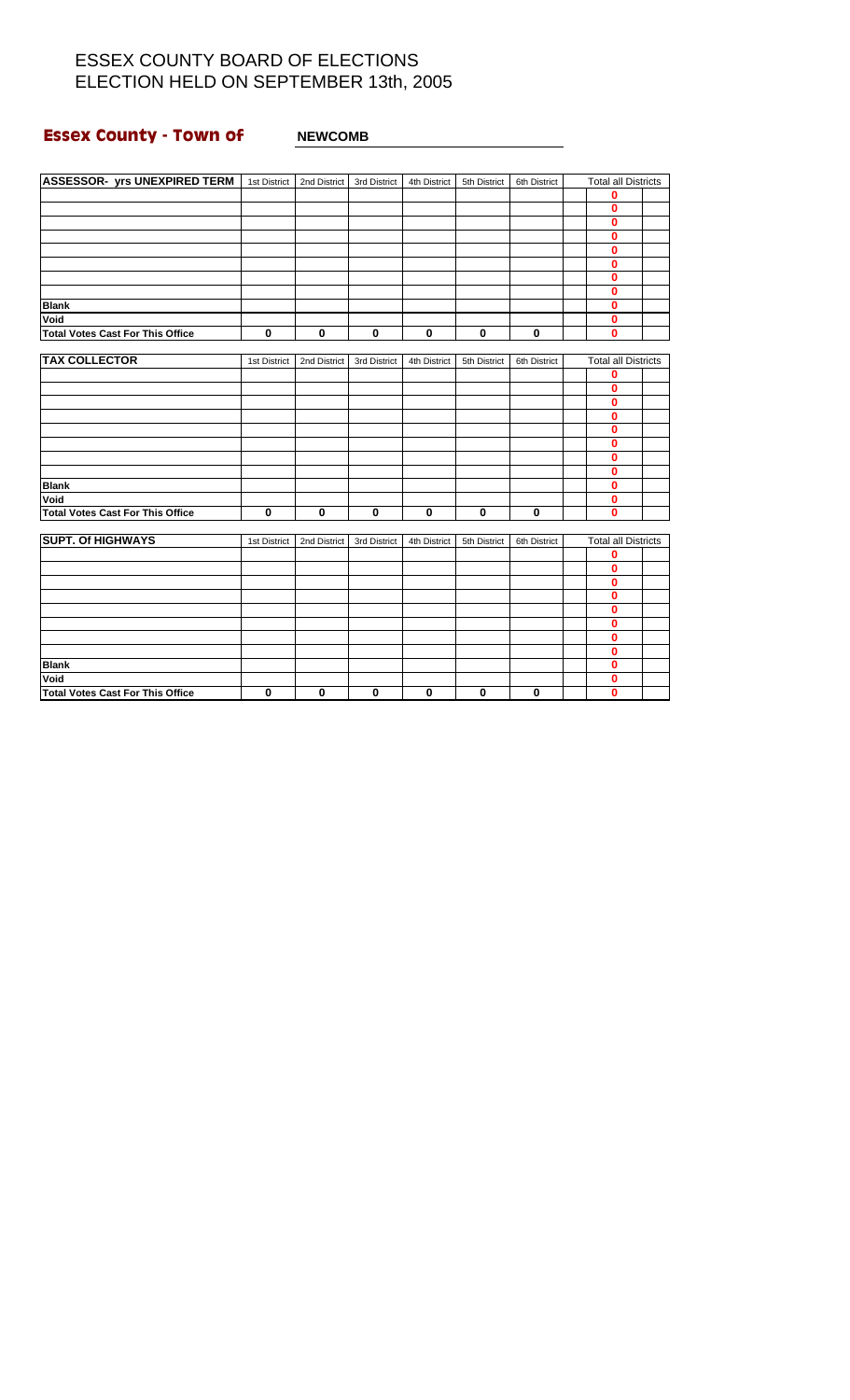# ESSEX COUNTY BOARD OF ELECTIONS
# ELECTION HELD ON SEPTEMBER 13th, 2005

## Essex County - Town of NEWCOMB

| ASSESSOR- yrs UNEXPIRED TERM | 1st District | 2nd District | 3rd District | 4th District | 5th District | 6th District | Total all Districts |
|---|---|---|---|---|---|---|---|
| | | | | | | | 0 |
| | | | | | | | 0 |
| | | | | | | | 0 |
| | | | | | | | 0 |
| | | | | | | | 0 |
| | | | | | | | 0 |
| | | | | | | | 0 |
| | | | | | | | 0 |
| **Blank** | | | | | | | 0 |
| **Void** | | | | | | | 0 |
| **Total Votes Cast For This Office** | 0 | 0 | 0 | 0 | 0 | 0 | 0 |

| TAX COLLECTOR | 1st District | 2nd District | 3rd District | 4th District | 5th District | 6th District | Total all Districts |
|---|---|---|---|---|---|---|---|
| | | | | | | | 0 |
| | | | | | | | 0 |
| | | | | | | | 0 |
| | | | | | | | 0 |
| | | | | | | | 0 |
| | | | | | | | 0 |
| | | | | | | | 0 |
| | | | | | | | 0 |
| **Blank** | | | | | | | 0 |
| **Void** | | | | | | | 0 |
| **Total Votes Cast For This Office** | 0 | 0 | 0 | 0 | 0 | 0 | 0 |

| SUPT. Of HIGHWAYS | 1st District | 2nd District | 3rd District | 4th District | 5th District | 6th District | Total all Districts |
|---|---|---|---|---|---|---|---|
| | | | | | | | 0 |
| | | | | | | | 0 |
| | | | | | | | 0 |
| | | | | | | | 0 |
| | | | | | | | 0 |
| | | | | | | | 0 |
| | | | | | | | 0 |
| | | | | | | | 0 |
| **Blank** | | | | | | | 0 |
| **Void** | | | | | | | 0 |
| **Total Votes Cast For This Office** | 0 | 0 | 0 | 0 | 0 | 0 | 0 |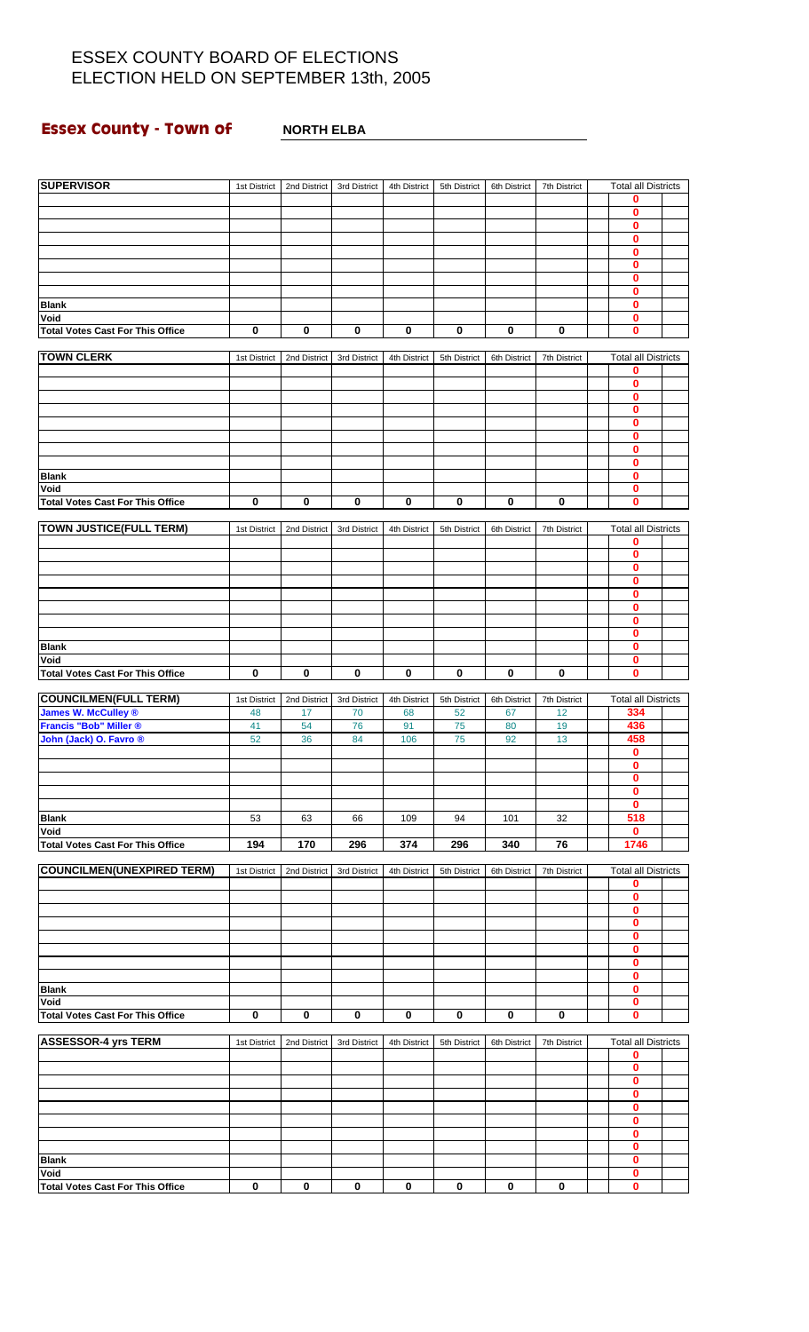# ESSEX COUNTY BOARD OF ELECTIONS
# ELECTION HELD ON SEPTEMBER 13th, 2005

## Essex County - Town of NORTH ELBA

| SUPERVISOR | 1st District | 2nd District | 3rd District | 4th District | 5th District | 6th District | 7th District | Total all Districts |
|---|---|---|---|---|---|---|---|---|
| | | | | | | | | 0 |
| | | | | | | | | 0 |
| | | | | | | | | 0 |
| | | | | | | | | 0 |
| | | | | | | | | 0 |
| | | | | | | | | 0 |
| | | | | | | | | 0 |
| | | | | | | | | 0 |
| Blank | | | | | | | | 0 |
| Void | | | | | | | | 0 |
| Total Votes Cast For This Office | 0 | 0 | 0 | 0 | 0 | 0 | 0 | 0 |

| TOWN CLERK | 1st District | 2nd District | 3rd District | 4th District | 5th District | 6th District | 7th District | Total all Districts |
|---|---|---|---|---|---|---|---|---|
| | | | | | | | | 0 |
| | | | | | | | | 0 |
| | | | | | | | | 0 |
| | | | | | | | | 0 |
| | | | | | | | | 0 |
| | | | | | | | | 0 |
| | | | | | | | | 0 |
| | | | | | | | | 0 |
| Blank | | | | | | | | 0 |
| Void | | | | | | | | 0 |
| Total Votes Cast For This Office | 0 | 0 | 0 | 0 | 0 | 0 | 0 | 0 |

| TOWN JUSTICE(FULL TERM) | 1st District | 2nd District | 3rd District | 4th District | 5th District | 6th District | 7th District | Total all Districts |
|---|---|---|---|---|---|---|---|---|
| | | | | | | | | 0 |
| | | | | | | | | 0 |
| | | | | | | | | 0 |
| | | | | | | | | 0 |
| | | | | | | | | 0 |
| | | | | | | | | 0 |
| | | | | | | | | 0 |
| | | | | | | | | 0 |
| Blank | | | | | | | | 0 |
| Void | | | | | | | | 0 |
| Total Votes Cast For This Office | 0 | 0 | 0 | 0 | 0 | 0 | 0 | 0 |

| COUNCILMEN(FULL TERM) | 1st District | 2nd District | 3rd District | 4th District | 5th District | 6th District | 7th District | Total all Districts |
|---|---|---|---|---|---|---|---|---|
| James W. McCulley ® | 48 | 17 | 70 | 68 | 52 | 67 | 12 | 334 |
| Francis "Bob" Miller ® | 41 | 54 | 76 | 91 | 75 | 80 | 19 | 436 |
| John (Jack) O. Favro ® | 52 | 36 | 84 | 106 | 75 | 92 | 13 | 458 |
| | | | | | | | | 0 |
| | | | | | | | | 0 |
| | | | | | | | | 0 |
| | | | | | | | | 0 |
| | | | | | | | | 0 |
| Blank | 53 | 63 | 66 | 109 | 94 | 101 | 32 | 518 |
| Void | | | | | | | | 0 |
| Total Votes Cast For This Office | 194 | 170 | 296 | 374 | 296 | 340 | 76 | 1746 |

| COUNCILMEN(UNEXPIRED TERM) | 1st District | 2nd District | 3rd District | 4th District | 5th District | 6th District | 7th District | Total all Districts |
|---|---|---|---|---|---|---|---|---|
| | | | | | | | | 0 |
| | | | | | | | | 0 |
| | | | | | | | | 0 |
| | | | | | | | | 0 |
| | | | | | | | | 0 |
| | | | | | | | | 0 |
| | | | | | | | | 0 |
| | | | | | | | | 0 |
| Blank | | | | | | | | 0 |
| Void | | | | | | | | 0 |
| Total Votes Cast For This Office | 0 | 0 | 0 | 0 | 0 | 0 | 0 | 0 |

| ASSESSOR-4 yrs TERM | 1st District | 2nd District | 3rd District | 4th District | 5th District | 6th District | 7th District | Total all Districts |
|---|---|---|---|---|---|---|---|---|
| | | | | | | | | 0 |
| | | | | | | | | 0 |
| | | | | | | | | 0 |
| | | | | | | | | 0 |
| | | | | | | | | 0 |
| | | | | | | | | 0 |
| | | | | | | | | 0 |
| | | | | | | | | 0 |
| Blank | | | | | | | | 0 |
| Void | | | | | | | | 0 |
| Total Votes Cast For This Office | 0 | 0 | 0 | 0 | 0 | 0 | 0 | 0 |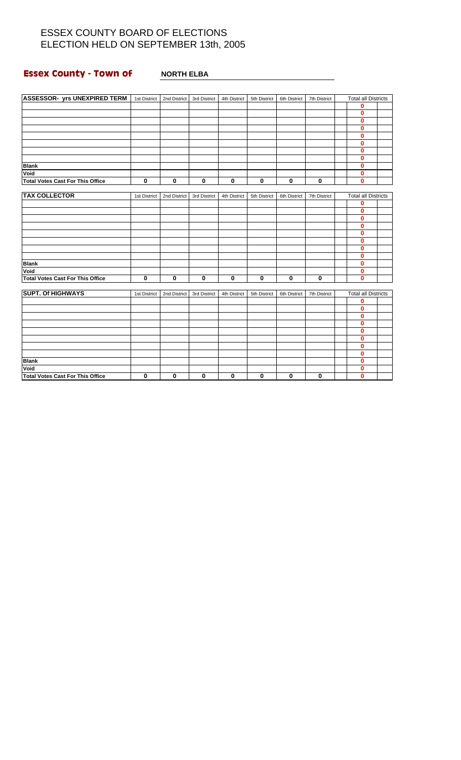# ESSEX COUNTY BOARD OF ELECTIONS
# ELECTION HELD ON SEPTEMBER 13th, 2005

**Essex County - Town of** **NORTH ELBA**

| ASSESSOR- yrs UNEXPIRED TERM | 1st District | 2nd District | 3rd District | 4th District | 5th District | 6th District | 7th District | Total all Districts |
|---|---|---|---|---|---|---|---|---|
| | | | | | | | | 0 |
| | | | | | | | | 0 |
| | | | | | | | | 0 |
| | | | | | | | | 0 |
| | | | | | | | | 0 |
| | | | | | | | | 0 |
| | | | | | | | | 0 |
| | | | | | | | | 0 |
| **Blank** | | | | | | | | 0 |
| **Void** | | | | | | | | 0 |
| **Total Votes Cast For This Office** | 0 | 0 | 0 | 0 | 0 | 0 | 0 | 0 |

| TAX COLLECTOR | 1st District | 2nd District | 3rd District | 4th District | 5th District | 6th District | 7th District | Total all Districts |
|---|---|---|---|---|---|---|---|---|
| | | | | | | | | 0 |
| | | | | | | | | 0 |
| | | | | | | | | 0 |
| | | | | | | | | 0 |
| | | | | | | | | 0 |
| | | | | | | | | 0 |
| | | | | | | | | 0 |
| | | | | | | | | 0 |
| **Blank** | | | | | | | | 0 |
| **Void** | | | | | | | | 0 |
| **Total Votes Cast For This Office** | 0 | 0 | 0 | 0 | 0 | 0 | 0 | 0 |

| SUPT. Of HIGHWAYS | 1st District | 2nd District | 3rd District | 4th District | 5th District | 6th District | 7th District | Total all Districts |
|---|---|---|---|---|---|---|---|---|
| | | | | | | | | 0 |
| | | | | | | | | 0 |
| | | | | | | | | 0 |
| | | | | | | | | 0 |
| | | | | | | | | 0 |
| | | | | | | | | 0 |
| | | | | | | | | 0 |
| | | | | | | | | 0 |
| **Blank** | | | | | | | | 0 |
| **Void** | | | | | | | | 0 |
| **Total Votes Cast For This Office** | 0 | 0 | 0 | 0 | 0 | 0 | 0 | 0 |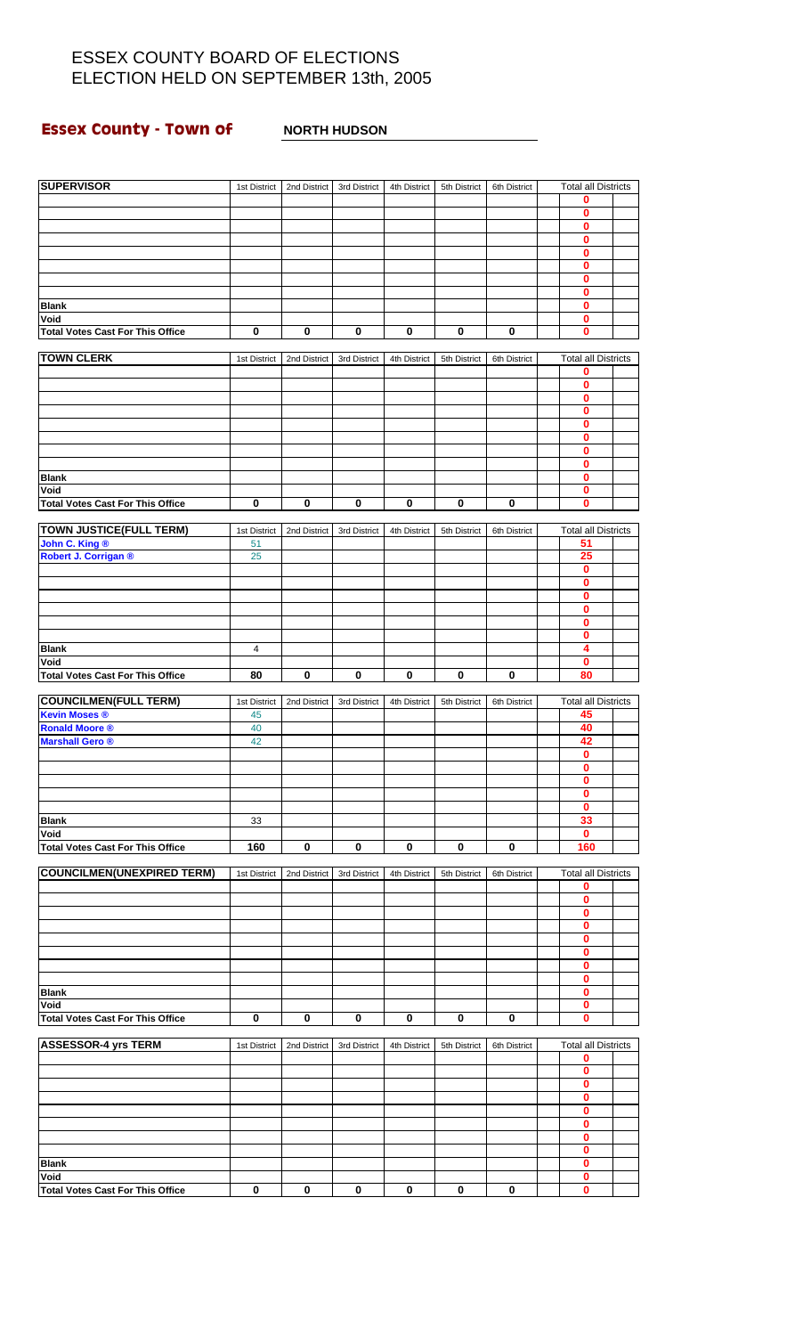# ESSEX COUNTY BOARD OF ELECTIONS
# ELECTION HELD ON SEPTEMBER 13th, 2005

**Essex County - Town of** **NORTH HUDSON**

| SUPERVISOR | 1st District | 2nd District | 3rd District | 4th District | 5th District | 6th District | Total all Districts |
|---|---|---|---|---|---|---|---|
| | | | | | | | 0 |
| | | | | | | | 0 |
| | | | | | | | 0 |
| | | | | | | | 0 |
| | | | | | | | 0 |
| | | | | | | | 0 |
| | | | | | | | 0 |
| | | | | | | | 0 |
| Blank | | | | | | | 0 |
| Void | | | | | | | 0 |
| Total Votes Cast For This Office | 0 | 0 | 0 | 0 | 0 | 0 | 0 |

| TOWN CLERK | 1st District | 2nd District | 3rd District | 4th District | 5th District | 6th District | Total all Districts |
|---|---|---|---|---|---|---|---|
| | | | | | | | 0 |
| | | | | | | | 0 |
| | | | | | | | 0 |
| | | | | | | | 0 |
| | | | | | | | 0 |
| | | | | | | | 0 |
| | | | | | | | 0 |
| | | | | | | | 0 |
| Blank | | | | | | | 0 |
| Void | | | | | | | 0 |
| Total Votes Cast For This Office | 0 | 0 | 0 | 0 | 0 | 0 | 0 |

| TOWN JUSTICE(FULL TERM) | 1st District | 2nd District | 3rd District | 4th District | 5th District | 6th District | Total all Districts |
|---|---|---|---|---|---|---|---|
| John C. King ® | 51 | | | | | | 51 |
| Robert J. Corrigan ® | 25 | | | | | | 25 |
| | | | | | | | 0 |
| | | | | | | | 0 |
| | | | | | | | 0 |
| | | | | | | | 0 |
| | | | | | | | 0 |
| | | | | | | | 0 |
| Blank | 4 | | | | | | 4 |
| Void | | | | | | | 0 |
| Total Votes Cast For This Office | 80 | 0 | 0 | 0 | 0 | 0 | 80 |

| COUNCILMEN(FULL TERM) | 1st District | 2nd District | 3rd District | 4th District | 5th District | 6th District | Total all Districts |
|---|---|---|---|---|---|---|---|
| Kevin Moses ® | 45 | | | | | | 45 |
| Ronald Moore ® | 40 | | | | | | 40 |
| Marshall Gero ® | 42 | | | | | | 42 |
| | | | | | | | 0 |
| | | | | | | | 0 |
| | | | | | | | 0 |
| | | | | | | | 0 |
| | | | | | | | 0 |
| Blank | 33 | | | | | | 33 |
| Void | | | | | | | 0 |
| Total Votes Cast For This Office | 160 | 0 | 0 | 0 | 0 | 0 | 160 |

| COUNCILMEN(UNEXPIRED TERM) | 1st District | 2nd District | 3rd District | 4th District | 5th District | 6th District | Total all Districts |
|---|---|---|---|---|---|---|---|
| | | | | | | | 0 |
| | | | | | | | 0 |
| | | | | | | | 0 |
| | | | | | | | 0 |
| | | | | | | | 0 |
| | | | | | | | 0 |
| | | | | | | | 0 |
| | | | | | | | 0 |
| Blank | | | | | | | 0 |
| Void | | | | | | | 0 |
| Total Votes Cast For This Office | 0 | 0 | 0 | 0 | 0 | 0 | 0 |

| ASSESSOR-4 yrs TERM | 1st District | 2nd District | 3rd District | 4th District | 5th District | 6th District | Total all Districts |
|---|---|---|---|---|---|---|---|
| | | | | | | | 0 |
| | | | | | | | 0 |
| | | | | | | | 0 |
| | | | | | | | 0 |
| | | | | | | | 0 |
| | | | | | | | 0 |
| | | | | | | | 0 |
| | | | | | | | 0 |
| Blank | | | | | | | 0 |
| Void | | | | | | | 0 |
| Total Votes Cast For This Office | 0 | 0 | 0 | 0 | 0 | 0 | 0 |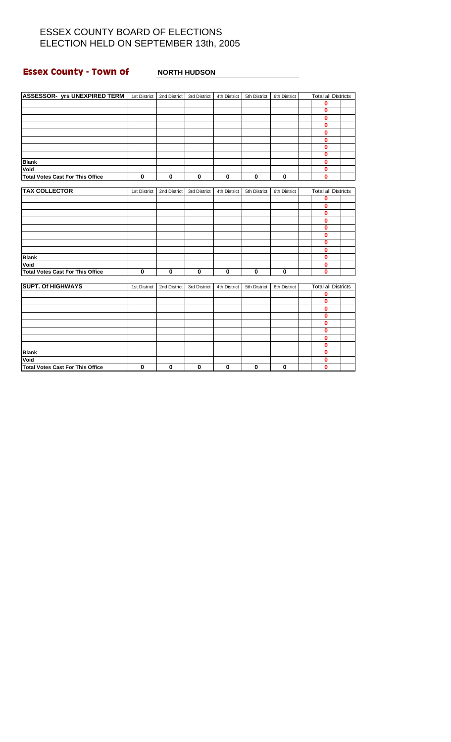# ESSEX COUNTY BOARD OF ELECTIONS
# ELECTION HELD ON SEPTEMBER 13th, 2005

**Essex County - Town of** **NORTH HUDSON**

| ASSESSOR- yrs UNEXPIRED TERM | 1st District | 2nd District | 3rd District | 4th District | 5th District | 6th District | Total all Districts |
|---|---|---|---|---|---|---|---|
| | | | | | | | 0 |
| | | | | | | | 0 |
| | | | | | | | 0 |
| | | | | | | | 0 |
| | | | | | | | 0 |
| | | | | | | | 0 |
| | | | | | | | 0 |
| | | | | | | | 0 |
| **Blank** | | | | | | | 0 |
| **Void** | | | | | | | 0 |
| **Total Votes Cast For This Office** | 0 | 0 | 0 | 0 | 0 | 0 | 0 |

| TAX COLLECTOR | 1st District | 2nd District | 3rd District | 4th District | 5th District | 6th District | Total all Districts |
|---|---|---|---|---|---|---|---|
| | | | | | | | 0 |
| | | | | | | | 0 |
| | | | | | | | 0 |
| | | | | | | | 0 |
| | | | | | | | 0 |
| | | | | | | | 0 |
| | | | | | | | 0 |
| | | | | | | | 0 |
| **Blank** | | | | | | | 0 |
| **Void** | | | | | | | 0 |
| **Total Votes Cast For This Office** | 0 | 0 | 0 | 0 | 0 | 0 | 0 |

| SUPT. Of HIGHWAYS | 1st District | 2nd District | 3rd District | 4th District | 5th District | 6th District | Total all Districts |
|---|---|---|---|---|---|---|---|
| | | | | | | | 0 |
| | | | | | | | 0 |
| | | | | | | | 0 |
| | | | | | | | 0 |
| | | | | | | | 0 |
| | | | | | | | 0 |
| | | | | | | | 0 |
| | | | | | | | 0 |
| **Blank** | | | | | | | 0 |
| **Void** | | | | | | | 0 |
| **Total Votes Cast For This Office** | 0 | 0 | 0 | 0 | 0 | 0 | 0 |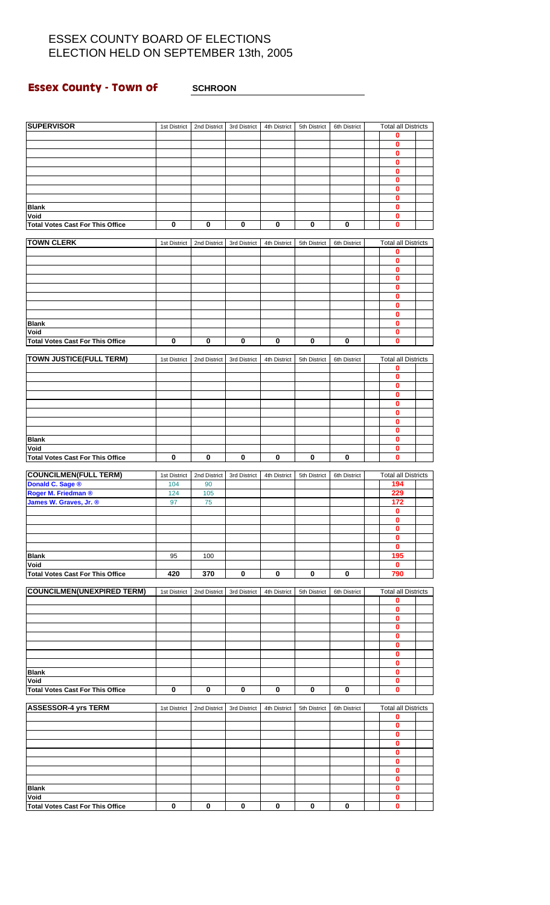# ESSEX COUNTY BOARD OF ELECTIONS
# ELECTION HELD ON SEPTEMBER 13th, 2005

**Essex County - Town of** **SCHROON**

| SUPERVISOR | 1st District | 2nd District | 3rd District | 4th District | 5th District | 6th District | Total all Districts |
|---|---|---|---|---|---|---|---|
| | | | | | | | 0 |
| | | | | | | | 0 |
| | | | | | | | 0 |
| | | | | | | | 0 |
| | | | | | | | 0 |
| | | | | | | | 0 |
| | | | | | | | 0 |
| | | | | | | | 0 |
| Blank | | | | | | | 0 |
| Void | | | | | | | 0 |
| Total Votes Cast For This Office | 0 | 0 | 0 | 0 | 0 | 0 | 0 |

| TOWN CLERK | 1st District | 2nd District | 3rd District | 4th District | 5th District | 6th District | Total all Districts |
|---|---|---|---|---|---|---|---|
| | | | | | | | 0 |
| | | | | | | | 0 |
| | | | | | | | 0 |
| | | | | | | | 0 |
| | | | | | | | 0 |
| | | | | | | | 0 |
| | | | | | | | 0 |
| | | | | | | | 0 |
| Blank | | | | | | | 0 |
| Void | | | | | | | 0 |
| Total Votes Cast For This Office | 0 | 0 | 0 | 0 | 0 | 0 | 0 |

| TOWN JUSTICE(FULL TERM) | 1st District | 2nd District | 3rd District | 4th District | 5th District | 6th District | Total all Districts |
|---|---|---|---|---|---|---|---|
| | | | | | | | 0 |
| | | | | | | | 0 |
| | | | | | | | 0 |
| | | | | | | | 0 |
| | | | | | | | 0 |
| | | | | | | | 0 |
| | | | | | | | 0 |
| | | | | | | | 0 |
| Blank | | | | | | | 0 |
| Void | | | | | | | 0 |
| Total Votes Cast For This Office | 0 | 0 | 0 | 0 | 0 | 0 | 0 |

| COUNCILMEN(FULL TERM) | 1st District | 2nd District | 3rd District | 4th District | 5th District | 6th District | Total all Districts |
|---|---|---|---|---|---|---|---|
| Donald C. Sage ® | 104 | 90 | | | | | 194 |
| Roger M. Friedman ® | 124 | 105 | | | | | 229 |
| James W. Graves, Jr. ® | 97 | 75 | | | | | 172 |
| | | | | | | | 0 |
| | | | | | | | 0 |
| | | | | | | | 0 |
| | | | | | | | 0 |
| | | | | | | | 0 |
| Blank | 95 | 100 | | | | | 195 |
| Void | | | | | | | 0 |
| Total Votes Cast For This Office | 420 | 370 | 0 | 0 | 0 | 0 | 790 |

| COUNCILMEN(UNEXPIRED TERM) | 1st District | 2nd District | 3rd District | 4th District | 5th District | 6th District | Total all Districts |
|---|---|---|---|---|---|---|---|
| | | | | | | | 0 |
| | | | | | | | 0 |
| | | | | | | | 0 |
| | | | | | | | 0 |
| | | | | | | | 0 |
| | | | | | | | 0 |
| | | | | | | | 0 |
| | | | | | | | 0 |
| Blank | | | | | | | 0 |
| Void | | | | | | | 0 |
| Total Votes Cast For This Office | 0 | 0 | 0 | 0 | 0 | 0 | 0 |

| ASSESSOR-4 yrs TERM | 1st District | 2nd District | 3rd District | 4th District | 5th District | 6th District | Total all Districts |
|---|---|---|---|---|---|---|---|
| | | | | | | | 0 |
| | | | | | | | 0 |
| | | | | | | | 0 |
| | | | | | | | 0 |
| | | | | | | | 0 |
| | | | | | | | 0 |
| | | | | | | | 0 |
| | | | | | | | 0 |
| Blank | | | | | | | 0 |
| Void | | | | | | | 0 |
| Total Votes Cast For This Office | 0 | 0 | 0 | 0 | 0 | 0 | 0 |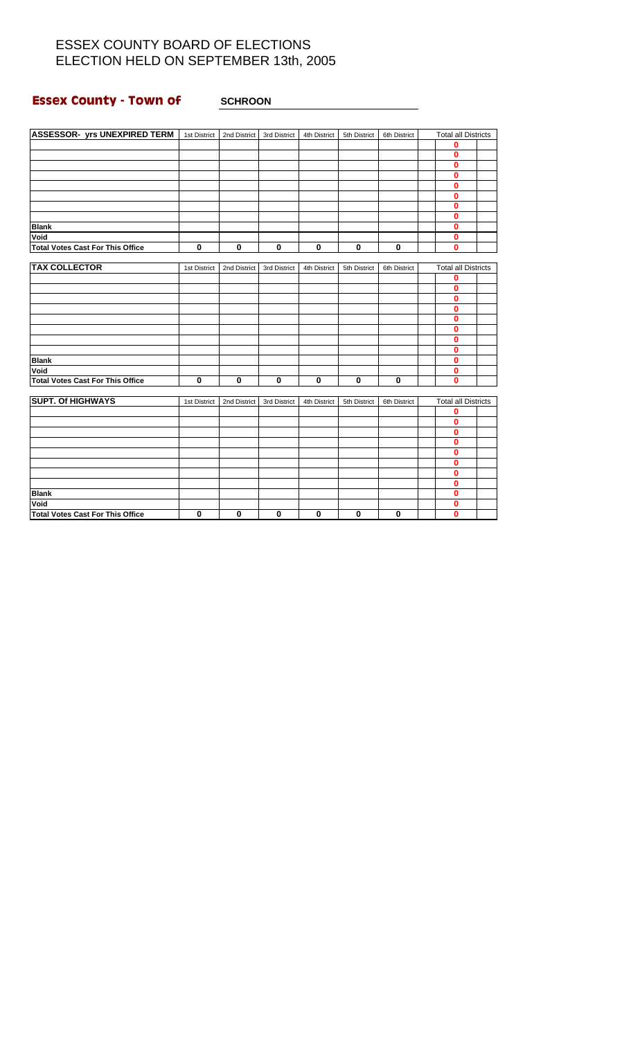# ESSEX COUNTY BOARD OF ELECTIONS
# ELECTION HELD ON SEPTEMBER 13th, 2005

**Essex County - Town of** **SCHROON**

| ASSESSOR- yrs UNEXPIRED TERM | 1st District | 2nd District | 3rd District | 4th District | 5th District | 6th District | Total all Districts |
|---|---|---|---|---|---|---|---|
| | | | | | | | 0 |
| | | | | | | | 0 |
| | | | | | | | 0 |
| | | | | | | | 0 |
| | | | | | | | 0 |
| | | | | | | | 0 |
| | | | | | | | 0 |
| | | | | | | | 0 |
| **Blank** | | | | | | | 0 |
| **Void** | | | | | | | 0 |
| **Total Votes Cast For This Office** | 0 | 0 | 0 | 0 | 0 | 0 | 0 |

| TAX COLLECTOR | 1st District | 2nd District | 3rd District | 4th District | 5th District | 6th District | Total all Districts |
|---|---|---|---|---|---|---|---|
| | | | | | | | 0 |
| | | | | | | | 0 |
| | | | | | | | 0 |
| | | | | | | | 0 |
| | | | | | | | 0 |
| | | | | | | | 0 |
| | | | | | | | 0 |
| | | | | | | | 0 |
| **Blank** | | | | | | | 0 |
| **Void** | | | | | | | 0 |
| **Total Votes Cast For This Office** | 0 | 0 | 0 | 0 | 0 | 0 | 0 |

| SUPT. Of HIGHWAYS | 1st District | 2nd District | 3rd District | 4th District | 5th District | 6th District | Total all Districts |
|---|---|---|---|---|---|---|---|
| | | | | | | | 0 |
| | | | | | | | 0 |
| | | | | | | | 0 |
| | | | | | | | 0 |
| | | | | | | | 0 |
| | | | | | | | 0 |
| | | | | | | | 0 |
| | | | | | | | 0 |
| **Blank** | | | | | | | 0 |
| **Void** | | | | | | | 0 |
| **Total Votes Cast For This Office** | 0 | 0 | 0 | 0 | 0 | 0 | 0 |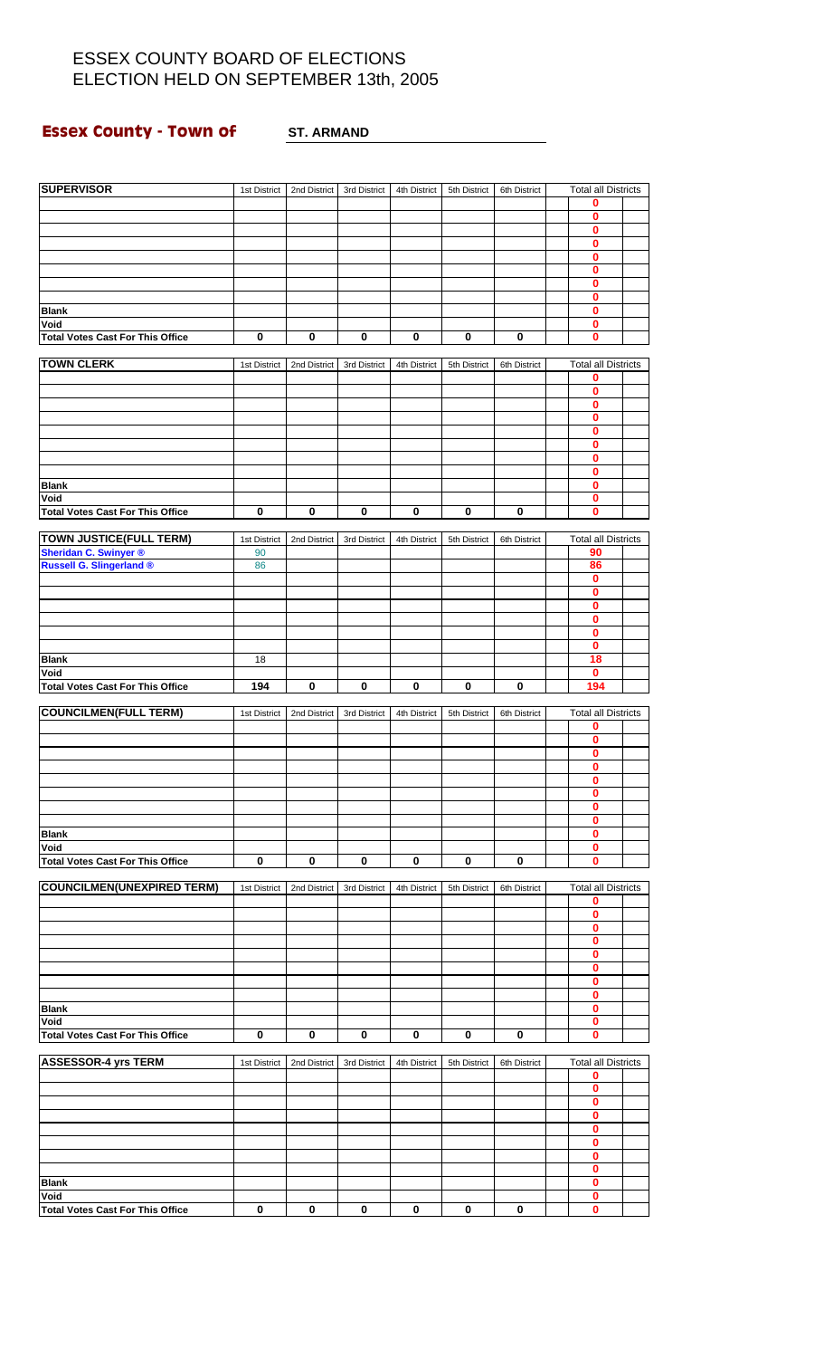# ESSEX COUNTY BOARD OF ELECTIONS
# ELECTION HELD ON SEPTEMBER 13th, 2005

**Essex County - Town of** **ST. ARMAND**

| SUPERVISOR | 1st District | 2nd District | 3rd District | 4th District | 5th District | 6th District | Total all Districts |
|---|---|---|---|---|---|---|---|
| | | | | | | | 0 |
| | | | | | | | 0 |
| | | | | | | | 0 |
| | | | | | | | 0 |
| | | | | | | | 0 |
| | | | | | | | 0 |
| | | | | | | | 0 |
| | | | | | | | 0 |
| Blank | | | | | | | 0 |
| Void | | | | | | | 0 |
| Total Votes Cast For This Office | 0 | 0 | 0 | 0 | 0 | 0 | 0 |

| TOWN CLERK | 1st District | 2nd District | 3rd District | 4th District | 5th District | 6th District | Total all Districts |
|---|---|---|---|---|---|---|---|
| | | | | | | | 0 |
| | | | | | | | 0 |
| | | | | | | | 0 |
| | | | | | | | 0 |
| | | | | | | | 0 |
| | | | | | | | 0 |
| | | | | | | | 0 |
| | | | | | | | 0 |
| Blank | | | | | | | 0 |
| Void | | | | | | | 0 |
| Total Votes Cast For This Office | 0 | 0 | 0 | 0 | 0 | 0 | 0 |

| TOWN JUSTICE(FULL TERM) | 1st District | 2nd District | 3rd District | 4th District | 5th District | 6th District | Total all Districts |
|---|---|---|---|---|---|---|---|
| Sheridan C. Swinyer ® | 90 | | | | | | 90 |
| Russell G. Slingerland ® | 86 | | | | | | 86 |
| | | | | | | | 0 |
| | | | | | | | 0 |
| | | | | | | | 0 |
| | | | | | | | 0 |
| | | | | | | | 0 |
| | | | | | | | 0 |
| Blank | 18 | | | | | | 18 |
| Void | | | | | | | 0 |
| Total Votes Cast For This Office | 194 | 0 | 0 | 0 | 0 | 0 | 194 |

| COUNCILMEN(FULL TERM) | 1st District | 2nd District | 3rd District | 4th District | 5th District | 6th District | Total all Districts |
|---|---|---|---|---|---|---|---|
| | | | | | | | 0 |
| | | | | | | | 0 |
| | | | | | | | 0 |
| | | | | | | | 0 |
| | | | | | | | 0 |
| | | | | | | | 0 |
| | | | | | | | 0 |
| | | | | | | | 0 |
| Blank | | | | | | | 0 |
| Void | | | | | | | 0 |
| Total Votes Cast For This Office | 0 | 0 | 0 | 0 | 0 | 0 | 0 |

| COUNCILMEN(UNEXPIRED TERM) | 1st District | 2nd District | 3rd District | 4th District | 5th District | 6th District | Total all Districts |
|---|---|---|---|---|---|---|---|
| | | | | | | | 0 |
| | | | | | | | 0 |
| | | | | | | | 0 |
| | | | | | | | 0 |
| | | | | | | | 0 |
| | | | | | | | 0 |
| | | | | | | | 0 |
| | | | | | | | 0 |
| Blank | | | | | | | 0 |
| Void | | | | | | | 0 |
| Total Votes Cast For This Office | 0 | 0 | 0 | 0 | 0 | 0 | 0 |

| ASSESSOR-4 yrs TERM | 1st District | 2nd District | 3rd District | 4th District | 5th District | 6th District | Total all Districts |
|---|---|---|---|---|---|---|---|
| | | | | | | | 0 |
| | | | | | | | 0 |
| | | | | | | | 0 |
| | | | | | | | 0 |
| | | | | | | | 0 |
| | | | | | | | 0 |
| | | | | | | | 0 |
| | | | | | | | 0 |
| Blank | | | | | | | 0 |
| Void | | | | | | | 0 |
| Total Votes Cast For This Office | 0 | 0 | 0 | 0 | 0 | 0 | 0 |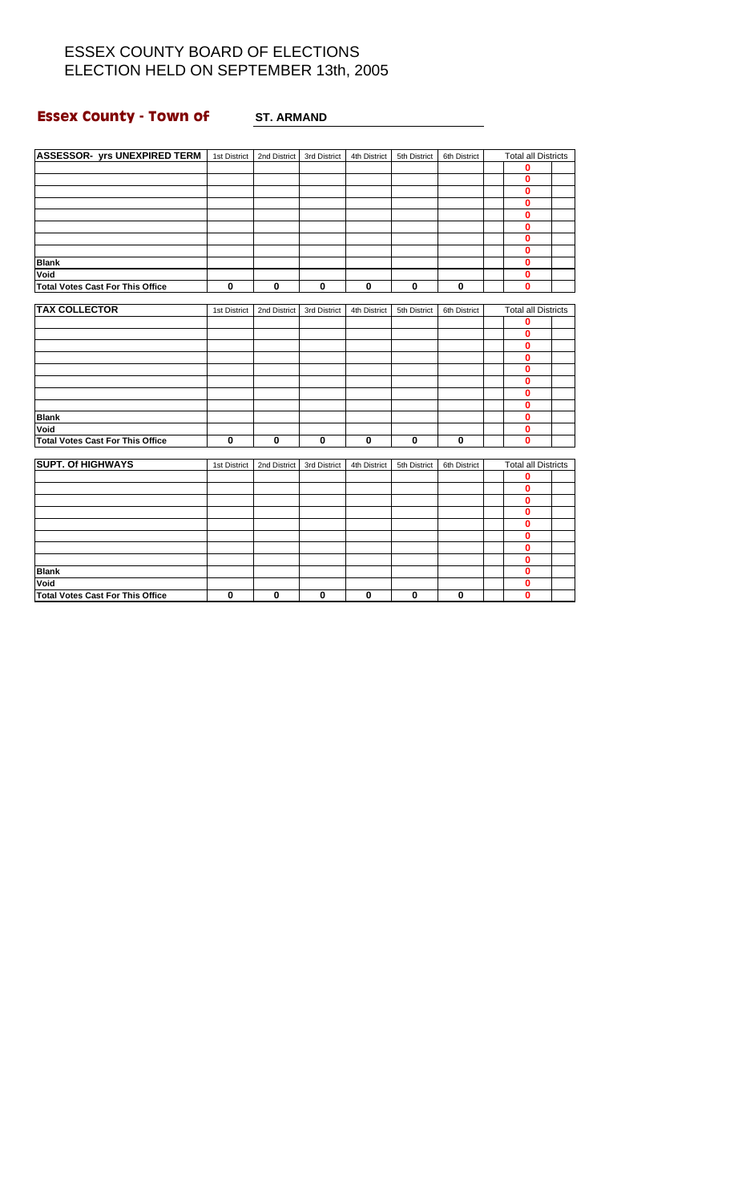# ESSEX COUNTY BOARD OF ELECTIONS
# ELECTION HELD ON SEPTEMBER 13th, 2005

**Essex County - Town of** **ST. ARMAND**

| ASSESSOR- yrs UNEXPIRED TERM | 1st District | 2nd District | 3rd District | 4th District | 5th District | 6th District | Total all Districts |
|---|---|---|---|---|---|---|---|
| | | | | | | | 0 |
| | | | | | | | 0 |
| | | | | | | | 0 |
| | | | | | | | 0 |
| | | | | | | | 0 |
| | | | | | | | 0 |
| | | | | | | | 0 |
| | | | | | | | 0 |
| **Blank** | | | | | | | 0 |
| **Void** | | | | | | | 0 |
| **Total Votes Cast For This Office** | 0 | 0 | 0 | 0 | 0 | 0 | 0 |

| TAX COLLECTOR | 1st District | 2nd District | 3rd District | 4th District | 5th District | 6th District | Total all Districts |
|---|---|---|---|---|---|---|---|
| | | | | | | | 0 |
| | | | | | | | 0 |
| | | | | | | | 0 |
| | | | | | | | 0 |
| | | | | | | | 0 |
| | | | | | | | 0 |
| | | | | | | | 0 |
| | | | | | | | 0 |
| **Blank** | | | | | | | 0 |
| **Void** | | | | | | | 0 |
| **Total Votes Cast For This Office** | 0 | 0 | 0 | 0 | 0 | 0 | 0 |

| SUPT. Of HIGHWAYS | 1st District | 2nd District | 3rd District | 4th District | 5th District | 6th District | Total all Districts |
|---|---|---|---|---|---|---|---|
| | | | | | | | 0 |
| | | | | | | | 0 |
| | | | | | | | 0 |
| | | | | | | | 0 |
| | | | | | | | 0 |
| | | | | | | | 0 |
| | | | | | | | 0 |
| | | | | | | | 0 |
| **Blank** | | | | | | | 0 |
| **Void** | | | | | | | 0 |
| **Total Votes Cast For This Office** | 0 | 0 | 0 | 0 | 0 | 0 | 0 |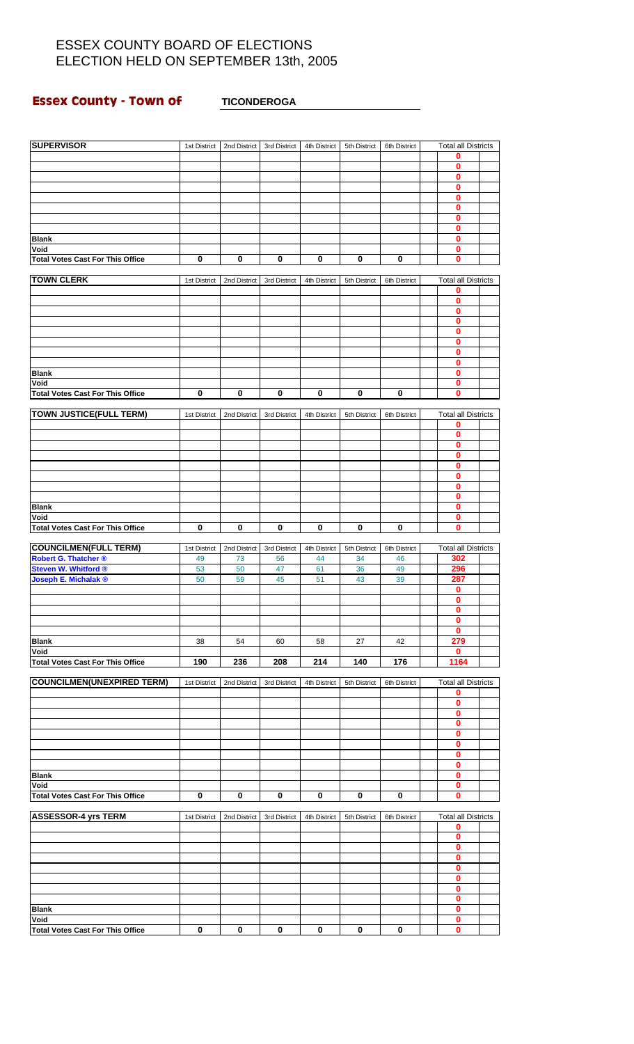# ESSEX COUNTY BOARD OF ELECTIONS
# ELECTION HELD ON SEPTEMBER 13th, 2005

## Essex County - Town of TICONDEROGA

| SUPERVISOR | 1st District | 2nd District | 3rd District | 4th District | 5th District | 6th District | Total all Districts |
|---|---|---|---|---|---|---|---|
| | | | | | | | 0 |
| | | | | | | | 0 |
| | | | | | | | 0 |
| | | | | | | | 0 |
| | | | | | | | 0 |
| | | | | | | | 0 |
| | | | | | | | 0 |
| | | | | | | | 0 |
| Blank | | | | | | | 0 |
| Void | | | | | | | 0 |
| Total Votes Cast For This Office | 0 | 0 | 0 | 0 | 0 | 0 | 0 |

| TOWN CLERK | 1st District | 2nd District | 3rd District | 4th District | 5th District | 6th District | Total all Districts |
|---|---|---|---|---|---|---|---|
| | | | | | | | 0 |
| | | | | | | | 0 |
| | | | | | | | 0 |
| | | | | | | | 0 |
| | | | | | | | 0 |
| | | | | | | | 0 |
| | | | | | | | 0 |
| | | | | | | | 0 |
| Blank | | | | | | | 0 |
| Void | | | | | | | 0 |
| Total Votes Cast For This Office | 0 | 0 | 0 | 0 | 0 | 0 | 0 |

| TOWN JUSTICE(FULL TERM) | 1st District | 2nd District | 3rd District | 4th District | 5th District | 6th District | Total all Districts |
|---|---|---|---|---|---|---|---|
| | | | | | | | 0 |
| | | | | | | | 0 |
| | | | | | | | 0 |
| | | | | | | | 0 |
| | | | | | | | 0 |
| | | | | | | | 0 |
| | | | | | | | 0 |
| | | | | | | | 0 |
| Blank | | | | | | | 0 |
| Void | | | | | | | 0 |
| Total Votes Cast For This Office | 0 | 0 | 0 | 0 | 0 | 0 | 0 |

| COUNCILMEN(FULL TERM) | 1st District | 2nd District | 3rd District | 4th District | 5th District | 6th District | Total all Districts |
|---|---|---|---|---|---|---|---|
| Robert G. Thatcher ® | 49 | 73 | 56 | 44 | 34 | 46 | 302 |
| Steven W. Whitford ® | 53 | 50 | 47 | 61 | 36 | 49 | 296 |
| Joseph E. Michalak ® | 50 | 59 | 45 | 51 | 43 | 39 | 287 |
| | | | | | | | 0 |
| | | | | | | | 0 |
| | | | | | | | 0 |
| | | | | | | | 0 |
| | | | | | | | 0 |
| Blank | 38 | 54 | 60 | 58 | 27 | 42 | 279 |
| Void | | | | | | | 0 |
| Total Votes Cast For This Office | 190 | 236 | 208 | 214 | 140 | 176 | 1164 |

| COUNCILMEN(UNEXPIRED TERM) | 1st District | 2nd District | 3rd District | 4th District | 5th District | 6th District | Total all Districts |
|---|---|---|---|---|---|---|---|
| | | | | | | | 0 |
| | | | | | | | 0 |
| | | | | | | | 0 |
| | | | | | | | 0 |
| | | | | | | | 0 |
| | | | | | | | 0 |
| | | | | | | | 0 |
| | | | | | | | 0 |
| Blank | | | | | | | 0 |
| Void | | | | | | | 0 |
| Total Votes Cast For This Office | 0 | 0 | 0 | 0 | 0 | 0 | 0 |

| ASSESSOR-4 yrs TERM | 1st District | 2nd District | 3rd District | 4th District | 5th District | 6th District | Total all Districts |
|---|---|---|---|---|---|---|---|
| | | | | | | | 0 |
| | | | | | | | 0 |
| | | | | | | | 0 |
| | | | | | | | 0 |
| | | | | | | | 0 |
| | | | | | | | 0 |
| | | | | | | | 0 |
| | | | | | | | 0 |
| Blank | | | | | | | 0 |
| Void | | | | | | | 0 |
| Total Votes Cast For This Office | 0 | 0 | 0 | 0 | 0 | 0 | 0 |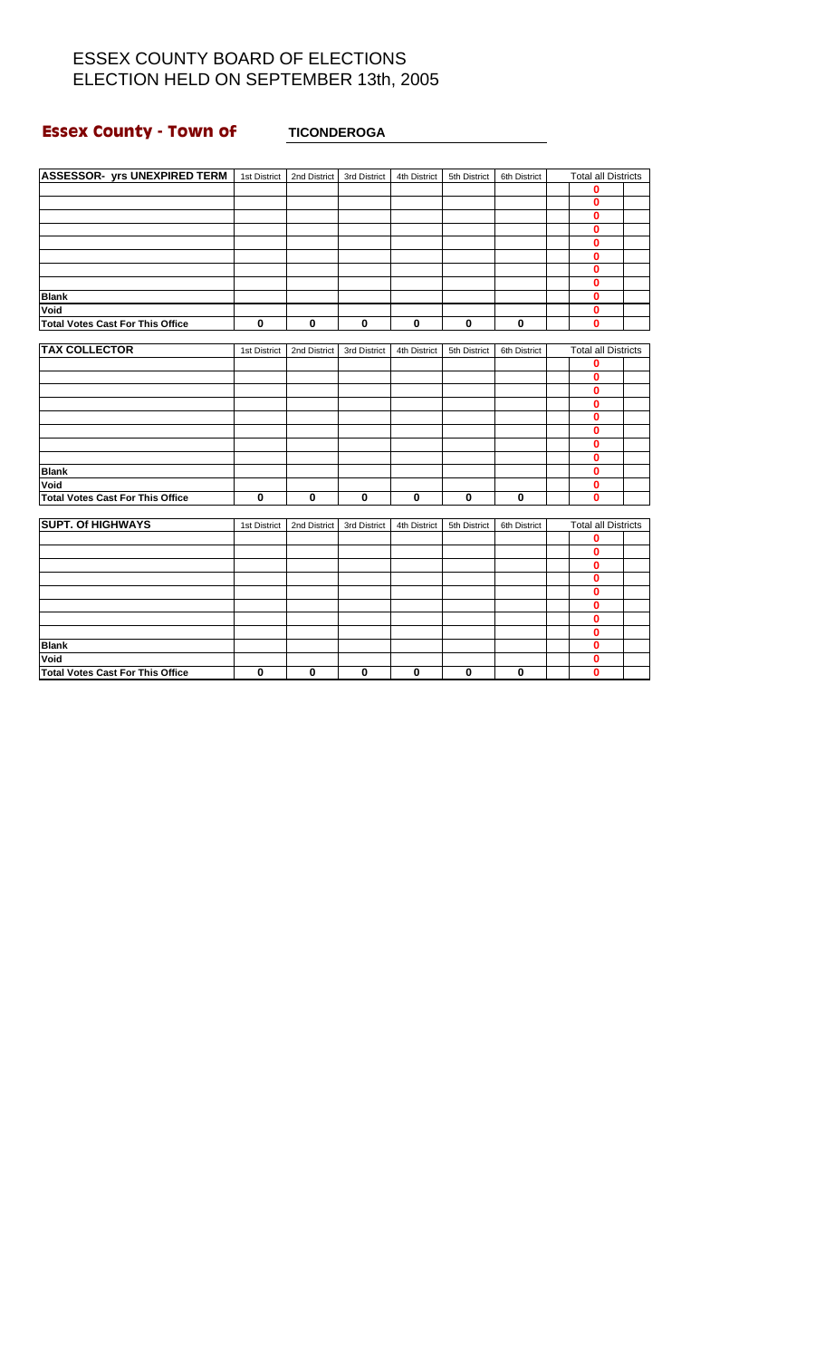# ESSEX COUNTY BOARD OF ELECTIONS
# ELECTION HELD ON SEPTEMBER 13th, 2005

**Essex County - Town of** **TICONDEROGA**

| ASSESSOR- yrs UNEXPIRED TERM | 1st District | 2nd District | 3rd District | 4th District | 5th District | 6th District | Total all Districts |
|---|---|---|---|---|---|---|---|
| | | | | | | | 0 |
| | | | | | | | 0 |
| | | | | | | | 0 |
| | | | | | | | 0 |
| | | | | | | | 0 |
| | | | | | | | 0 |
| | | | | | | | 0 |
| | | | | | | | 0 |
| **Blank** | | | | | | | 0 |
| **Void** | | | | | | | 0 |
| **Total Votes Cast For This Office** | 0 | 0 | 0 | 0 | 0 | 0 | 0 |

| TAX COLLECTOR | 1st District | 2nd District | 3rd District | 4th District | 5th District | 6th District | Total all Districts |
|---|---|---|---|---|---|---|---|
| | | | | | | | 0 |
| | | | | | | | 0 |
| | | | | | | | 0 |
| | | | | | | | 0 |
| | | | | | | | 0 |
| | | | | | | | 0 |
| | | | | | | | 0 |
| | | | | | | | 0 |
| **Blank** | | | | | | | 0 |
| **Void** | | | | | | | 0 |
| **Total Votes Cast For This Office** | 0 | 0 | 0 | 0 | 0 | 0 | 0 |

| SUPT. Of HIGHWAYS | 1st District | 2nd District | 3rd District | 4th District | 5th District | 6th District | Total all Districts |
|---|---|---|---|---|---|---|---|
| | | | | | | | 0 |
| | | | | | | | 0 |
| | | | | | | | 0 |
| | | | | | | | 0 |
| | | | | | | | 0 |
| | | | | | | | 0 |
| | | | | | | | 0 |
| | | | | | | | 0 |
| **Blank** | | | | | | | 0 |
| **Void** | | | | | | | 0 |
| **Total Votes Cast For This Office** | 0 | 0 | 0 | 0 | 0 | 0 | 0 |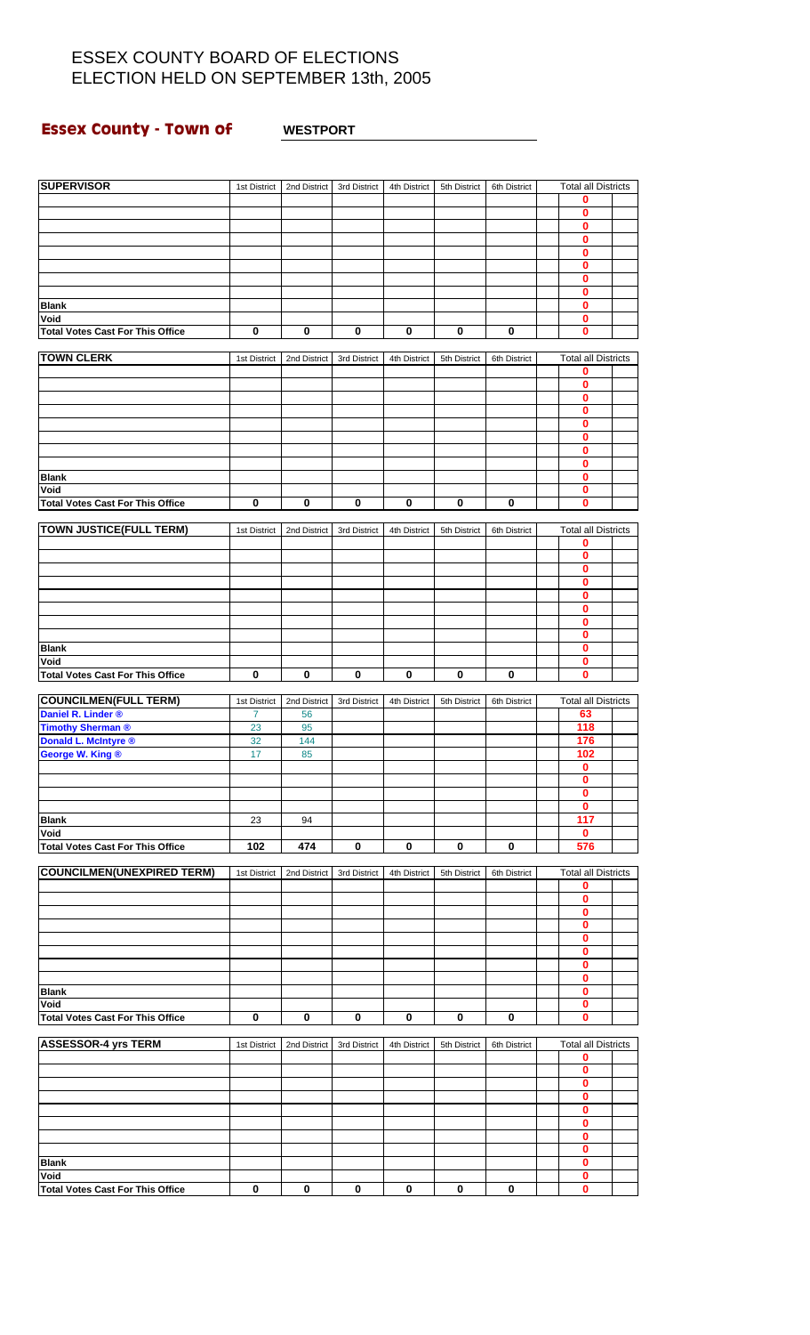# ESSEX COUNTY BOARD OF ELECTIONS
# ELECTION HELD ON SEPTEMBER 13th, 2005

**Essex County - Town of** **WESTPORT**

| SUPERVISOR | 1st District | 2nd District | 3rd District | 4th District | 5th District | 6th District | Total all Districts |
|---|---|---|---|---|---|---|---|
| | | | | | | | 0 |
| | | | | | | | 0 |
| | | | | | | | 0 |
| | | | | | | | 0 |
| | | | | | | | 0 |
| | | | | | | | 0 |
| | | | | | | | 0 |
| | | | | | | | 0 |
| Blank | | | | | | | 0 |
| Void | | | | | | | 0 |
| Total Votes Cast For This Office | 0 | 0 | 0 | 0 | 0 | 0 | 0 |

| TOWN CLERK | 1st District | 2nd District | 3rd District | 4th District | 5th District | 6th District | Total all Districts |
|---|---|---|---|---|---|---|---|
| | | | | | | | 0 |
| | | | | | | | 0 |
| | | | | | | | 0 |
| | | | | | | | 0 |
| | | | | | | | 0 |
| | | | | | | | 0 |
| | | | | | | | 0 |
| | | | | | | | 0 |
| Blank | | | | | | | 0 |
| Void | | | | | | | 0 |
| Total Votes Cast For This Office | 0 | 0 | 0 | 0 | 0 | 0 | 0 |

| TOWN JUSTICE(FULL TERM) | 1st District | 2nd District | 3rd District | 4th District | 5th District | 6th District | Total all Districts |
|---|---|---|---|---|---|---|---|
| | | | | | | | 0 |
| | | | | | | | 0 |
| | | | | | | | 0 |
| | | | | | | | 0 |
| | | | | | | | 0 |
| | | | | | | | 0 |
| | | | | | | | 0 |
| | | | | | | | 0 |
| Blank | | | | | | | 0 |
| Void | | | | | | | 0 |
| Total Votes Cast For This Office | 0 | 0 | 0 | 0 | 0 | 0 | 0 |

| COUNCILMEN(FULL TERM) | 1st District | 2nd District | 3rd District | 4th District | 5th District | 6th District | Total all Districts |
|---|---|---|---|---|---|---|---|
| Daniel R. Linder ® | 7 | 56 | | | | | 63 |
| Timothy Sherman ® | 23 | 95 | | | | | 118 |
| Donald L. McIntyre ® | 32 | 144 | | | | | 176 |
| George W. King ® | 17 | 85 | | | | | 102 |
| | | | | | | | 0 |
| | | | | | | | 0 |
| | | | | | | | 0 |
| | | | | | | | 0 |
| Blank | 23 | 94 | | | | | 117 |
| Void | | | | | | | 0 |
| Total Votes Cast For This Office | 102 | 474 | 0 | 0 | 0 | 0 | 576 |

| COUNCILMEN(UNEXPIRED TERM) | 1st District | 2nd District | 3rd District | 4th District | 5th District | 6th District | Total all Districts |
|---|---|---|---|---|---|---|---|
| | | | | | | | 0 |
| | | | | | | | 0 |
| | | | | | | | 0 |
| | | | | | | | 0 |
| | | | | | | | 0 |
| | | | | | | | 0 |
| | | | | | | | 0 |
| | | | | | | | 0 |
| Blank | | | | | | | 0 |
| Void | | | | | | | 0 |
| Total Votes Cast For This Office | 0 | 0 | 0 | 0 | 0 | 0 | 0 |

| ASSESSOR-4 yrs TERM | 1st District | 2nd District | 3rd District | 4th District | 5th District | 6th District | Total all Districts |
|---|---|---|---|---|---|---|---|
| | | | | | | | 0 |
| | | | | | | | 0 |
| | | | | | | | 0 |
| | | | | | | | 0 |
| | | | | | | | 0 |
| | | | | | | | 0 |
| | | | | | | | 0 |
| | | | | | | | 0 |
| Blank | | | | | | | 0 |
| Void | | | | | | | 0 |
| Total Votes Cast For This Office | 0 | 0 | 0 | 0 | 0 | 0 | 0 |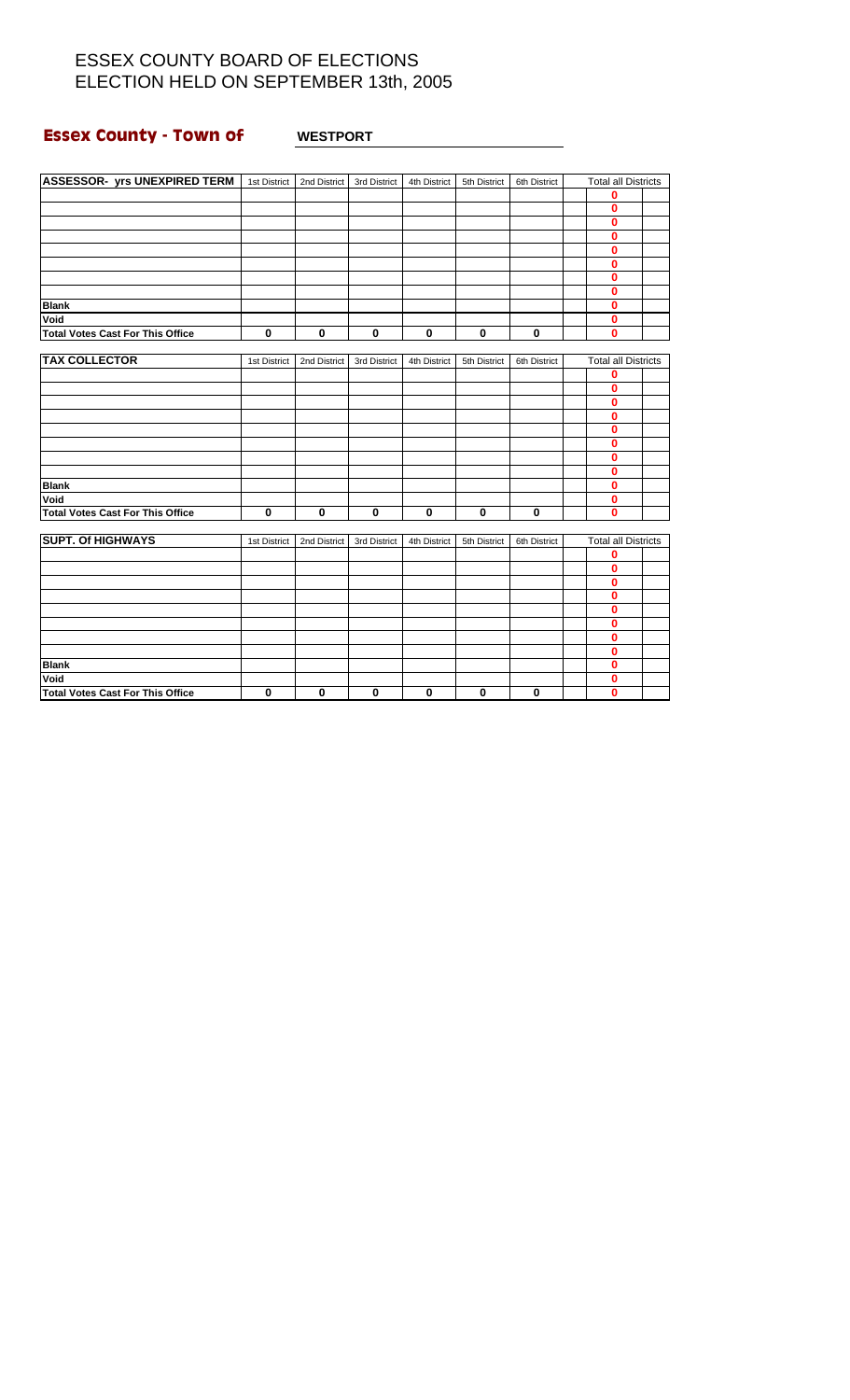# ESSEX COUNTY BOARD OF ELECTIONS
# ELECTION HELD ON SEPTEMBER 13th, 2005

## Essex County - Town of WESTPORT

| ASSESSOR- yrs UNEXPIRED TERM | 1st District | 2nd District | 3rd District | 4th District | 5th District | 6th District | | Total all Districts | |
|---|---|---|---|---|---|---|---|---|---|
| | | | | | | | | 0 | |
| | | | | | | | | 0 | |
| | | | | | | | | 0 | |
| | | | | | | | | 0 | |
| | | | | | | | | 0 | |
| | | | | | | | | 0 | |
| | | | | | | | | 0 | |
| | | | | | | | | 0 | |
| **Blank** | | | | | | | | 0 | |
| **Void** | | | | | | | | 0 | |
| **Total Votes Cast For This Office** | 0 | 0 | 0 | 0 | 0 | 0 | | 0 | |

| TAX COLLECTOR | 1st District | 2nd District | 3rd District | 4th District | 5th District | 6th District | | Total all Districts | |
|---|---|---|---|---|---|---|---|---|---|
| | | | | | | | | 0 | |
| | | | | | | | | 0 | |
| | | | | | | | | 0 | |
| | | | | | | | | 0 | |
| | | | | | | | | 0 | |
| | | | | | | | | 0 | |
| | | | | | | | | 0 | |
| | | | | | | | | 0 | |
| **Blank** | | | | | | | | 0 | |
| **Void** | | | | | | | | 0 | |
| **Total Votes Cast For This Office** | 0 | 0 | 0 | 0 | 0 | 0 | | 0 | |

| SUPT. Of HIGHWAYS | 1st District | 2nd District | 3rd District | 4th District | 5th District | 6th District | | Total all Districts | |
|---|---|---|---|---|---|---|---|---|---|
| | | | | | | | | 0 | |
| | | | | | | | | 0 | |
| | | | | | | | | 0 | |
| | | | | | | | | 0 | |
| | | | | | | | | 0 | |
| | | | | | | | | 0 | |
| | | | | | | | | 0 | |
| | | | | | | | | 0 | |
| **Blank** | | | | | | | | 0 | |
| **Void** | | | | | | | | 0 | |
| **Total Votes Cast For This Office** | 0 | 0 | 0 | 0 | 0 | 0 | | 0 | |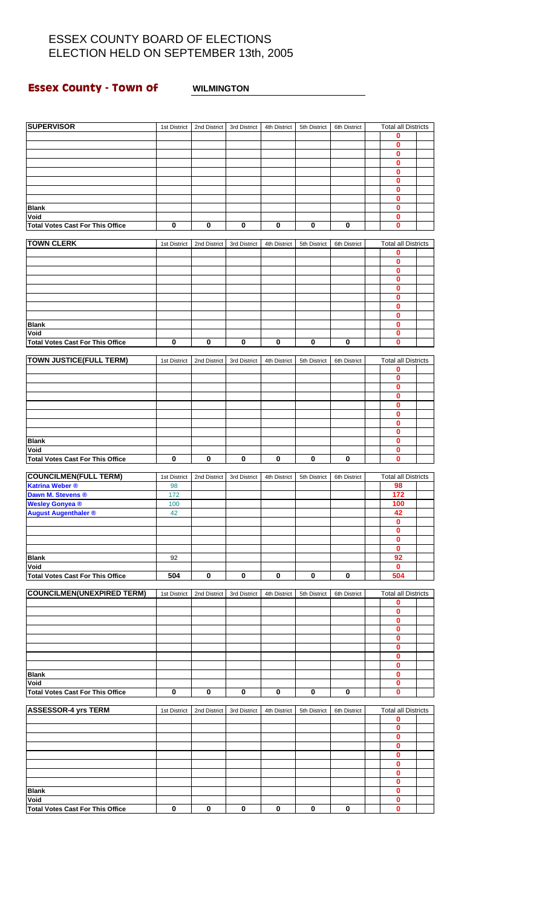# ESSEX COUNTY BOARD OF ELECTIONS
# ELECTION HELD ON SEPTEMBER 13th, 2005

**Essex County - Town of** **WILMINGTON**

| SUPERVISOR | 1st District | 2nd District | 3rd District | 4th District | 5th District | 6th District | Total all Districts |
|---|---|---|---|---|---|---|---|
| | | | | | | | 0 |
| | | | | | | | 0 |
| | | | | | | | 0 |
| | | | | | | | 0 |
| | | | | | | | 0 |
| | | | | | | | 0 |
| | | | | | | | 0 |
| | | | | | | | 0 |
| Blank | | | | | | | 0 |
| Void | | | | | | | 0 |
| Total Votes Cast For This Office | 0 | 0 | 0 | 0 | 0 | 0 | 0 |

| TOWN CLERK | 1st District | 2nd District | 3rd District | 4th District | 5th District | 6th District | Total all Districts |
|---|---|---|---|---|---|---|---|
| | | | | | | | 0 |
| | | | | | | | 0 |
| | | | | | | | 0 |
| | | | | | | | 0 |
| | | | | | | | 0 |
| | | | | | | | 0 |
| | | | | | | | 0 |
| | | | | | | | 0 |
| Blank | | | | | | | 0 |
| Void | | | | | | | 0 |
| Total Votes Cast For This Office | 0 | 0 | 0 | 0 | 0 | 0 | 0 |

| TOWN JUSTICE(FULL TERM) | 1st District | 2nd District | 3rd District | 4th District | 5th District | 6th District | Total all Districts |
|---|---|---|---|---|---|---|---|
| | | | | | | | 0 |
| | | | | | | | 0 |
| | | | | | | | 0 |
| | | | | | | | 0 |
| | | | | | | | 0 |
| | | | | | | | 0 |
| | | | | | | | 0 |
| | | | | | | | 0 |
| Blank | | | | | | | 0 |
| Void | | | | | | | 0 |
| Total Votes Cast For This Office | 0 | 0 | 0 | 0 | 0 | 0 | 0 |

| COUNCILMEN(FULL TERM) | 1st District | 2nd District | 3rd District | 4th District | 5th District | 6th District | Total all Districts |
|---|---|---|---|---|---|---|---|
| Katrina Weber ® | 98 | | | | | | 98 |
| Dawn M. Stevens ® | 172 | | | | | | 172 |
| Wesley Gonyea ® | 100 | | | | | | 100 |
| August Augenthaler ® | 42 | | | | | | 42 |
| | | | | | | | 0 |
| | | | | | | | 0 |
| | | | | | | | 0 |
| | | | | | | | 0 |
| Blank | 92 | | | | | | 92 |
| Void | | | | | | | 0 |
| Total Votes Cast For This Office | 504 | 0 | 0 | 0 | 0 | 0 | 504 |

| COUNCILMEN(UNEXPIRED TERM) | 1st District | 2nd District | 3rd District | 4th District | 5th District | 6th District | Total all Districts |
|---|---|---|---|---|---|---|---|
| | | | | | | | 0 |
| | | | | | | | 0 |
| | | | | | | | 0 |
| | | | | | | | 0 |
| | | | | | | | 0 |
| | | | | | | | 0 |
| | | | | | | | 0 |
| | | | | | | | 0 |
| Blank | | | | | | | 0 |
| Void | | | | | | | 0 |
| Total Votes Cast For This Office | 0 | 0 | 0 | 0 | 0 | 0 | 0 |

| ASSESSOR-4 yrs TERM | 1st District | 2nd District | 3rd District | 4th District | 5th District | 6th District | Total all Districts |
|---|---|---|---|---|---|---|---|
| | | | | | | | 0 |
| | | | | | | | 0 |
| | | | | | | | 0 |
| | | | | | | | 0 |
| | | | | | | | 0 |
| | | | | | | | 0 |
| | | | | | | | 0 |
| | | | | | | | 0 |
| Blank | | | | | | | 0 |
| Void | | | | | | | 0 |
| Total Votes Cast For This Office | 0 | 0 | 0 | 0 | 0 | 0 | 0 |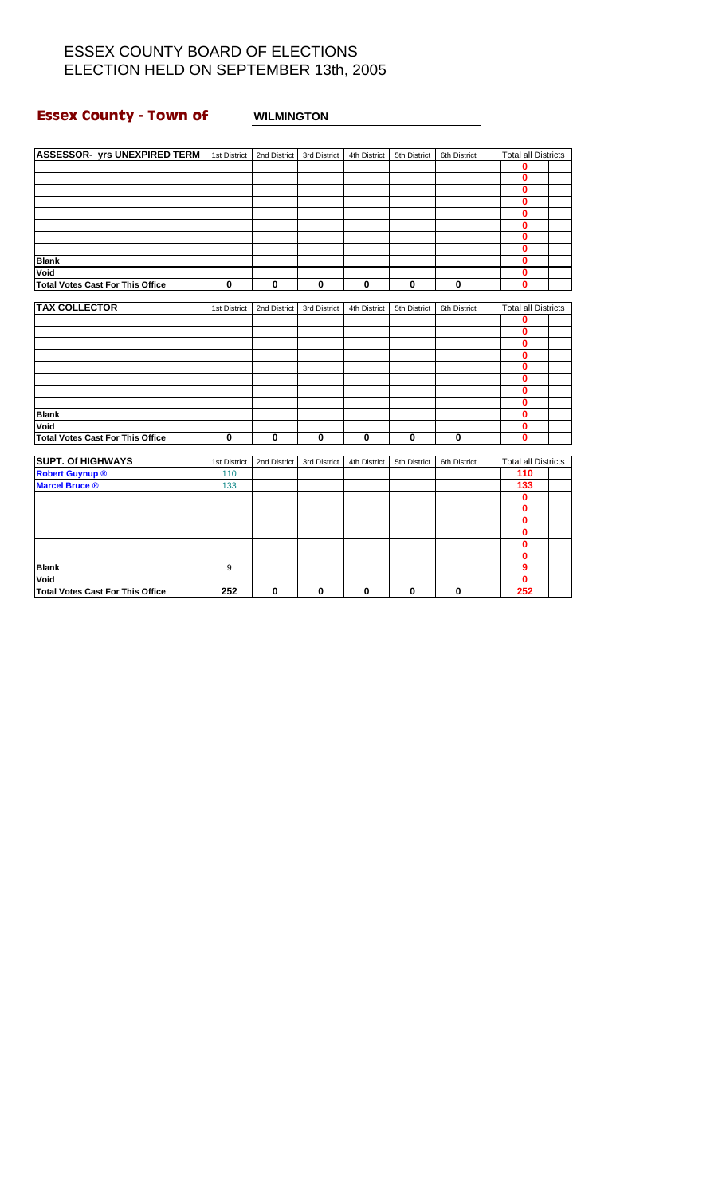# ESSEX COUNTY BOARD OF ELECTIONS
# ELECTION HELD ON SEPTEMBER 13th, 2005

**Essex County - Town of** **WILMINGTON**

| ASSESSOR- yrs UNEXPIRED TERM | 1st District | 2nd District | 3rd District | 4th District | 5th District | 6th District | Total all Districts |
|---|---|---|---|---|---|---|---|
| | | | | | | | 0 |
| | | | | | | | 0 |
| | | | | | | | 0 |
| | | | | | | | 0 |
| | | | | | | | 0 |
| | | | | | | | 0 |
| | | | | | | | 0 |
| | | | | | | | 0 |
| **Blank** | | | | | | | 0 |
| **Void** | | | | | | | 0 |
| **Total Votes Cast For This Office** | 0 | 0 | 0 | 0 | 0 | 0 | 0 |

| TAX COLLECTOR | 1st District | 2nd District | 3rd District | 4th District | 5th District | 6th District | Total all Districts |
|---|---|---|---|---|---|---|---|
| | | | | | | | 0 |
| | | | | | | | 0 |
| | | | | | | | 0 |
| | | | | | | | 0 |
| | | | | | | | 0 |
| | | | | | | | 0 |
| | | | | | | | 0 |
| | | | | | | | 0 |
| **Blank** | | | | | | | 0 |
| **Void** | | | | | | | 0 |
| **Total Votes Cast For This Office** | 0 | 0 | 0 | 0 | 0 | 0 | 0 |

| SUPT. Of HIGHWAYS | 1st District | 2nd District | 3rd District | 4th District | 5th District | 6th District | Total all Districts |
|---|---|---|---|---|---|---|---|
| **Robert Guynup ®** | 110 | | | | | | 110 |
| **Marcel Bruce ®** | 133 | | | | | | 133 |
| | | | | | | | 0 |
| | | | | | | | 0 |
| | | | | | | | 0 |
| | | | | | | | 0 |
| | | | | | | | 0 |
| | | | | | | | 0 |
| **Blank** | 9 | | | | | | 9 |
| **Void** | | | | | | | 0 |
| **Total Votes Cast For This Office** | 252 | 0 | 0 | 0 | 0 | 0 | 252 |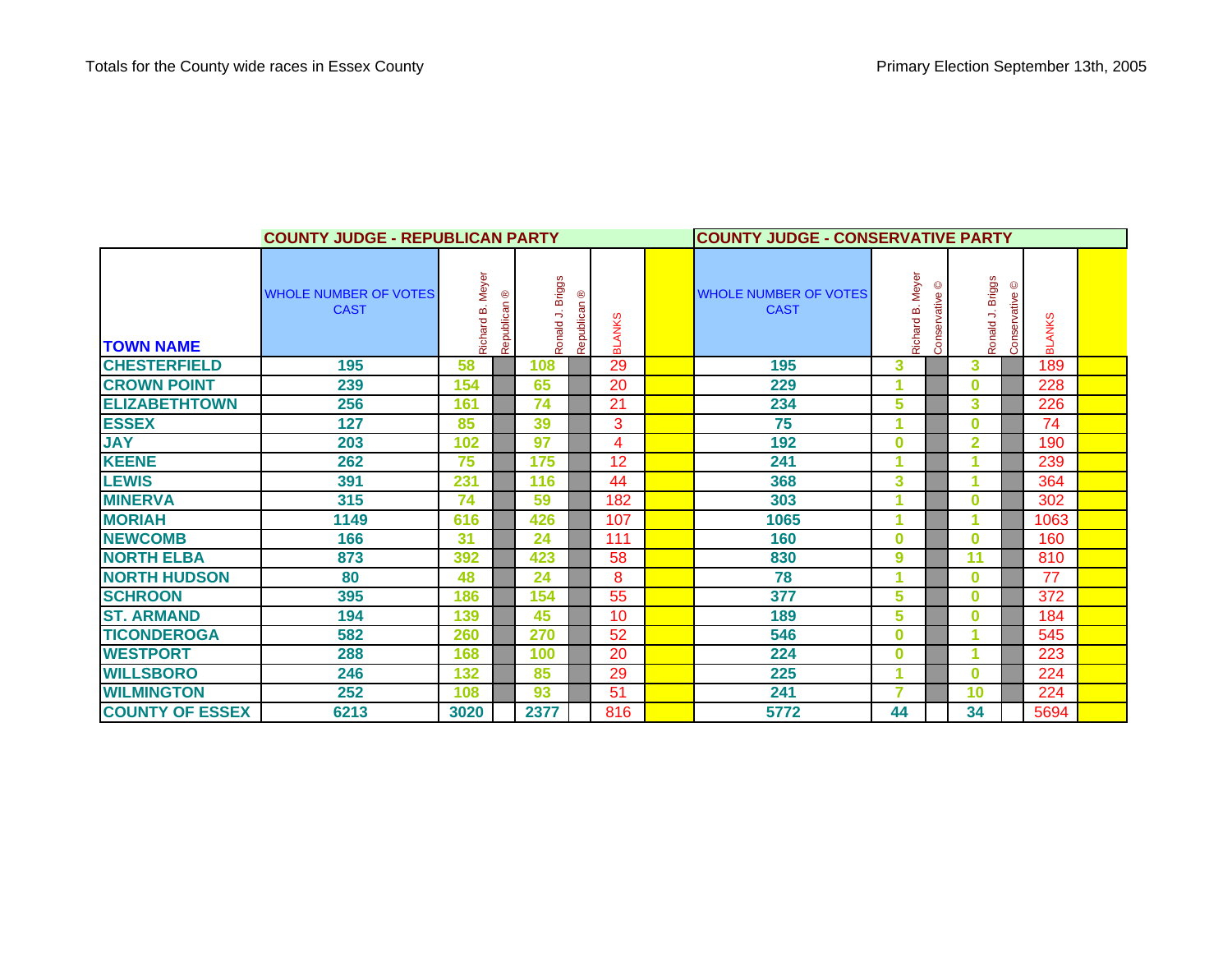Totals for the County wide races in Essex County

Primary Election September 13th, 2005

| | COUNTY JUDGE - REPUBLICAN PARTY | | | | | | | COUNTY JUDGE - CONSERVATIVE PARTY | | | | | | |
|---|---|---|---|---|---|---|---|---|---|---|---|---|---|---|
| TOWN NAME | WHOLE NUMBER OF VOTES CAST | Richard B. Meyer | Republican ® | Ronald J. Briggs | Republican ® | BLANKS | | WHOLE NUMBER OF VOTES CAST | Richard B. Meyer | Conservative © | Ronald J. Briggs | Conservative © | BLANKS | |
| CHESTERFIELD | 195 | 58 | | 108 | | 29 | | 195 | 3 | | 3 | | 189 | |
| CROWN POINT | 239 | 154 | | 65 | | 20 | | 229 | 1 | | 0 | | 228 | |
| ELIZABETHTOWN | 256 | 161 | | 74 | | 21 | | 234 | 5 | | 3 | | 226 | |
| ESSEX | 127 | 85 | | 39 | | 3 | | 75 | 1 | | 0 | | 74 | |
| JAY | 203 | 102 | | 97 | | 4 | | 192 | 0 | | 2 | | 190 | |
| KEENE | 262 | 75 | | 175 | | 12 | | 241 | 1 | | 1 | | 239 | |
| LEWIS | 391 | 231 | | 116 | | 44 | | 368 | 3 | | 1 | | 364 | |
| MINERVA | 315 | 74 | | 59 | | 182 | | 303 | 1 | | 0 | | 302 | |
| MORIAH | 1149 | 616 | | 426 | | 107 | | 1065 | 1 | | 1 | | 1063 | |
| NEWCOMB | 166 | 31 | | 24 | | 111 | | 160 | 0 | | 0 | | 160 | |
| NORTH ELBA | 873 | 392 | | 423 | | 58 | | 830 | 9 | | 11 | | 810 | |
| NORTH HUDSON | 80 | 48 | | 24 | | 8 | | 78 | 1 | | 0 | | 77 | |
| SCHROON | 395 | 186 | | 154 | | 55 | | 377 | 5 | | 0 | | 372 | |
| ST. ARMAND | 194 | 139 | | 45 | | 10 | | 189 | 5 | | 0 | | 184 | |
| TICONDEROGA | 582 | 260 | | 270 | | 52 | | 546 | 0 | | 1 | | 545 | |
| WESTPORT | 288 | 168 | | 100 | | 20 | | 224 | 0 | | 1 | | 223 | |
| WILLSBORO | 246 | 132 | | 85 | | 29 | | 225 | 1 | | 0 | | 224 | |
| WILMINGTON | 252 | 108 | | 93 | | 51 | | 241 | 7 | | 10 | | 224 | |
| COUNTY OF ESSEX | 6213 | 3020 | | 2377 | | 816 | | 5772 | 44 | | 34 | | 5694 | |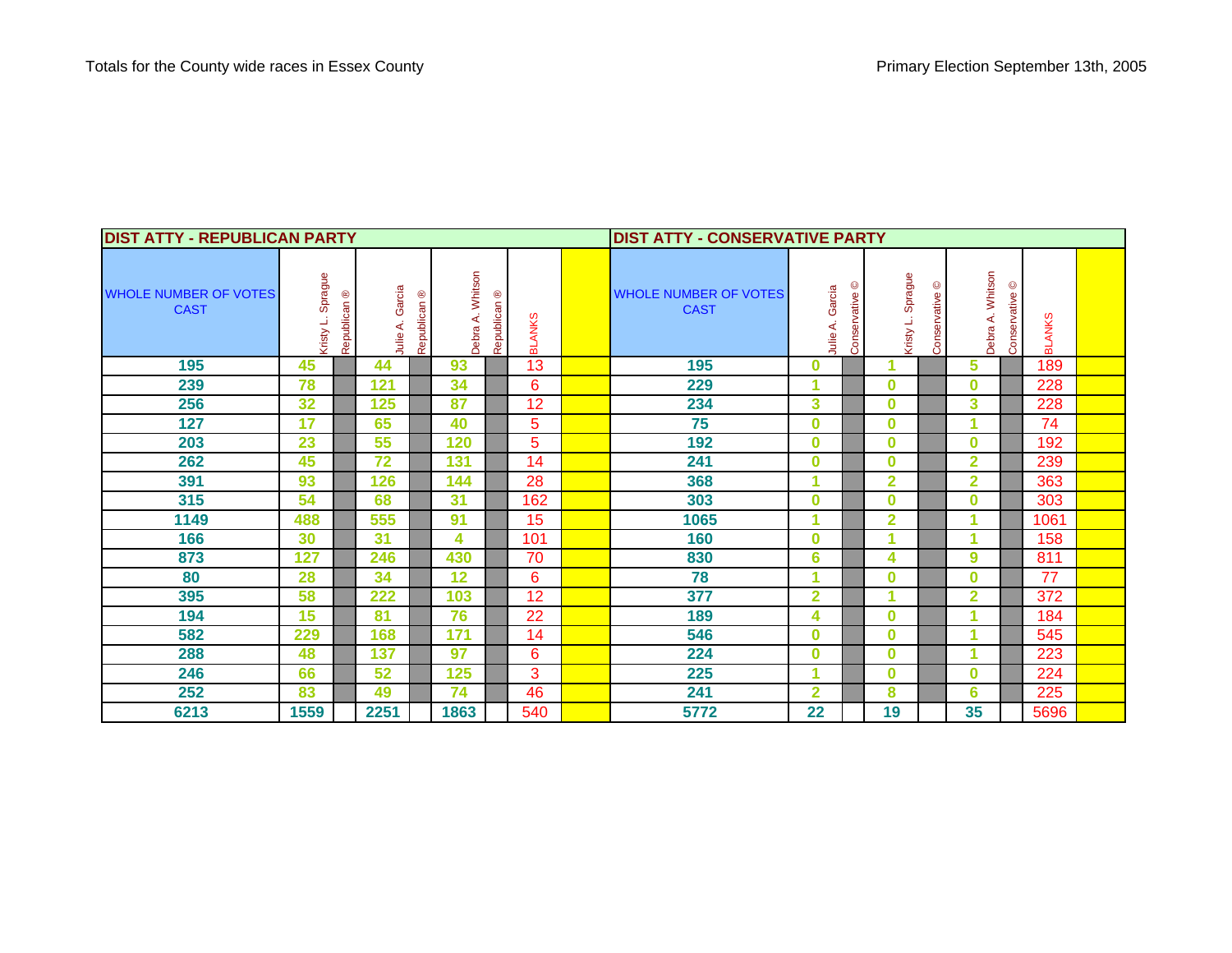Totals for the County wide races in Essex County

Primary Election September 13th, 2005

| DIST ATTY - REPUBLICAN PARTY | | | | | | | | | | DIST ATTY - CONSERVATIVE PARTY | | | | | | | | | |
|---|---|---|---|---|---|---|---|---|---|---|---|---|---|---|---|---|---|---|---|
| WHOLE NUMBER OF VOTES CAST | Kristy L. Sprague | Republican ® | Julie A. Garcia | Republican ® | Debra A. Whitson | Republican ® | BLANKS | | | WHOLE NUMBER OF VOTES CAST | Julie A. Garcia | Conservative © | Kristy L. Sprague | Conservative © | Debra A. Whitson | Conservative © | BLANKS | | |
| 195 | 45 | | 44 | | 93 | | 13 | | | 195 | 0 | | 1 | | 5 | | 189 | | |
| 239 | 78 | | 121 | | 34 | | 6 | | | 229 | 1 | | 0 | | 0 | | 228 | | |
| 256 | 32 | | 125 | | 87 | | 12 | | | 234 | 3 | | 0 | | 3 | | 228 | | |
| 127 | 17 | | 65 | | 40 | | 5 | | | 75 | 0 | | 0 | | 1 | | 74 | | |
| 203 | 23 | | 55 | | 120 | | 5 | | | 192 | 0 | | 0 | | 0 | | 192 | | |
| 262 | 45 | | 72 | | 131 | | 14 | | | 241 | 0 | | 0 | | 2 | | 239 | | |
| 391 | 93 | | 126 | | 144 | | 28 | | | 368 | 1 | | 2 | | 2 | | 363 | | |
| 315 | 54 | | 68 | | 31 | | 162 | | | 303 | 0 | | 0 | | 0 | | 303 | | |
| 1149 | 488 | | 555 | | 91 | | 15 | | | 1065 | 1 | | 2 | | 1 | | 1061 | | |
| 166 | 30 | | 31 | | 4 | | 101 | | | 160 | 0 | | 1 | | 1 | | 158 | | |
| 873 | 127 | | 246 | | 430 | | 70 | | | 830 | 6 | | 4 | | 9 | | 811 | | |
| 80 | 28 | | 34 | | 12 | | 6 | | | 78 | 1 | | 0 | | 0 | | 77 | | |
| 395 | 58 | | 222 | | 103 | | 12 | | | 377 | 2 | | 1 | | 2 | | 372 | | |
| 194 | 15 | | 81 | | 76 | | 22 | | | 189 | 4 | | 0 | | 1 | | 184 | | |
| 582 | 229 | | 168 | | 171 | | 14 | | | 546 | 0 | | 0 | | 1 | | 545 | | |
| 288 | 48 | | 137 | | 97 | | 6 | | | 224 | 0 | | 0 | | 1 | | 223 | | |
| 246 | 66 | | 52 | | 125 | | 3 | | | 225 | 1 | | 0 | | 0 | | 224 | | |
| 252 | 83 | | 49 | | 74 | | 46 | | | 241 | 2 | | 8 | | 6 | | 225 | | |
| 6213 | 1559 | | 2251 | | 1863 | | 540 | | | 5772 | 22 | | 19 | | 35 | | 5696 | | |